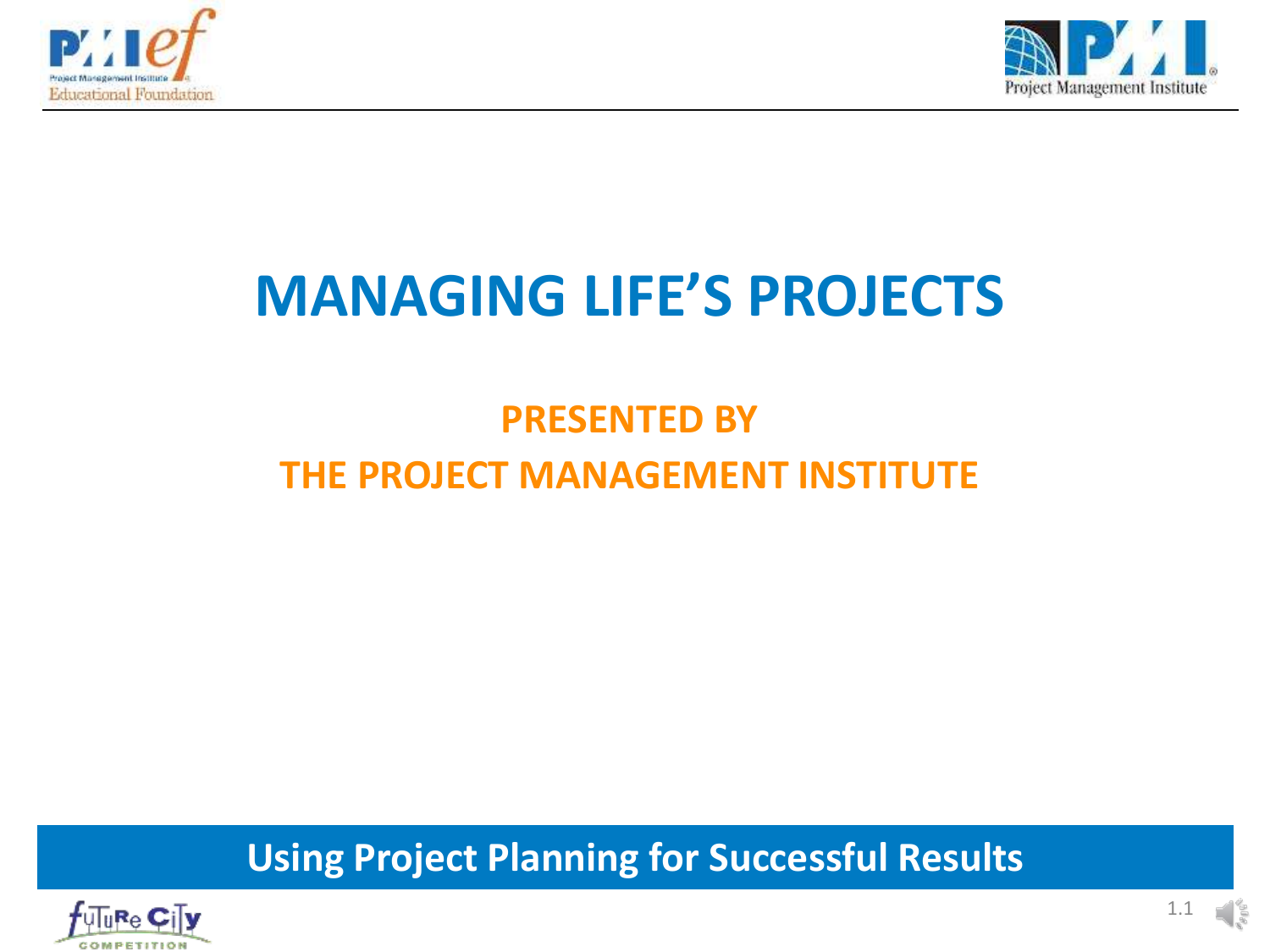# MANAGING LIFE'S PROJECTS

## PRESENTED BY
## THE PROJECT MANAGEMENT INSTITUTE

**Using Project Planning for Successful Results**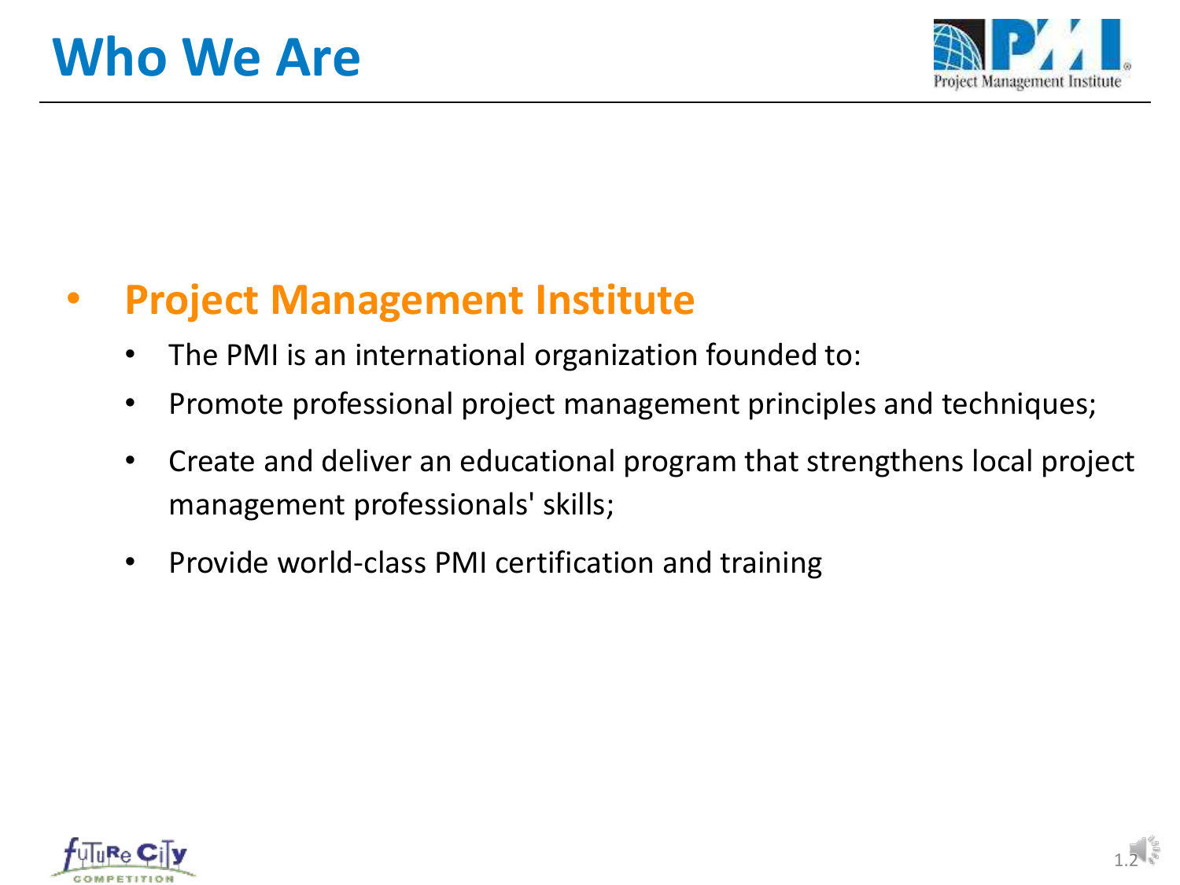# Who We Are

- **Project Management Institute**
  - The PMI is an international organization founded to:
  - Promote professional project management principles and techniques;
  - Create and deliver an educational program that strengthens local project management professionals' skills;
  - Provide world-class PMI certification and training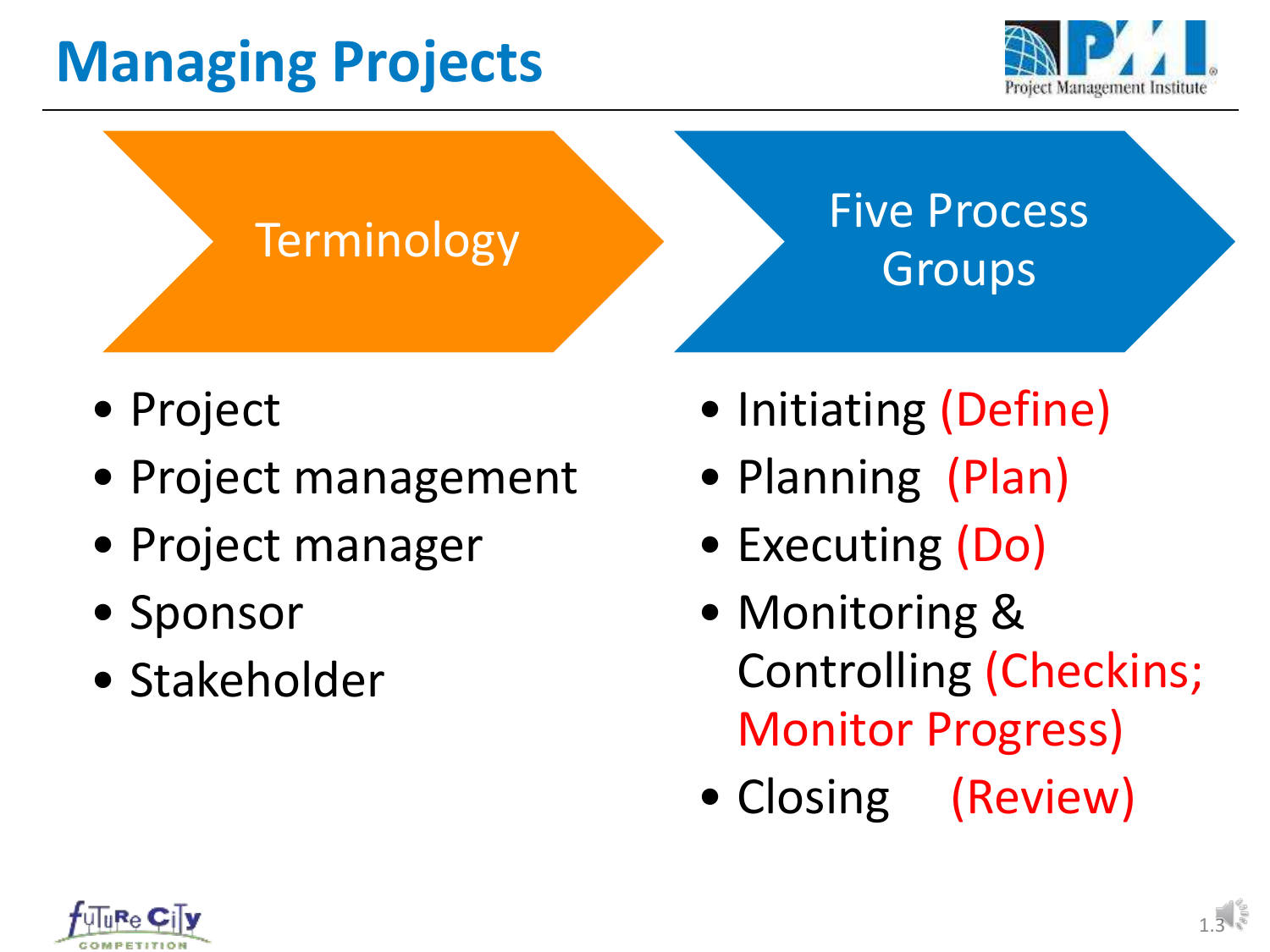# Managing Projects

## Terminology

- Project
- Project management
- Project manager
- Sponsor
- Stakeholder

## Five Process Groups

- Initiating (Define)
- Planning (Plan)
- Executing (Do)
- Monitoring & Controlling (Checkins; Monitor Progress)
- Closing (Review)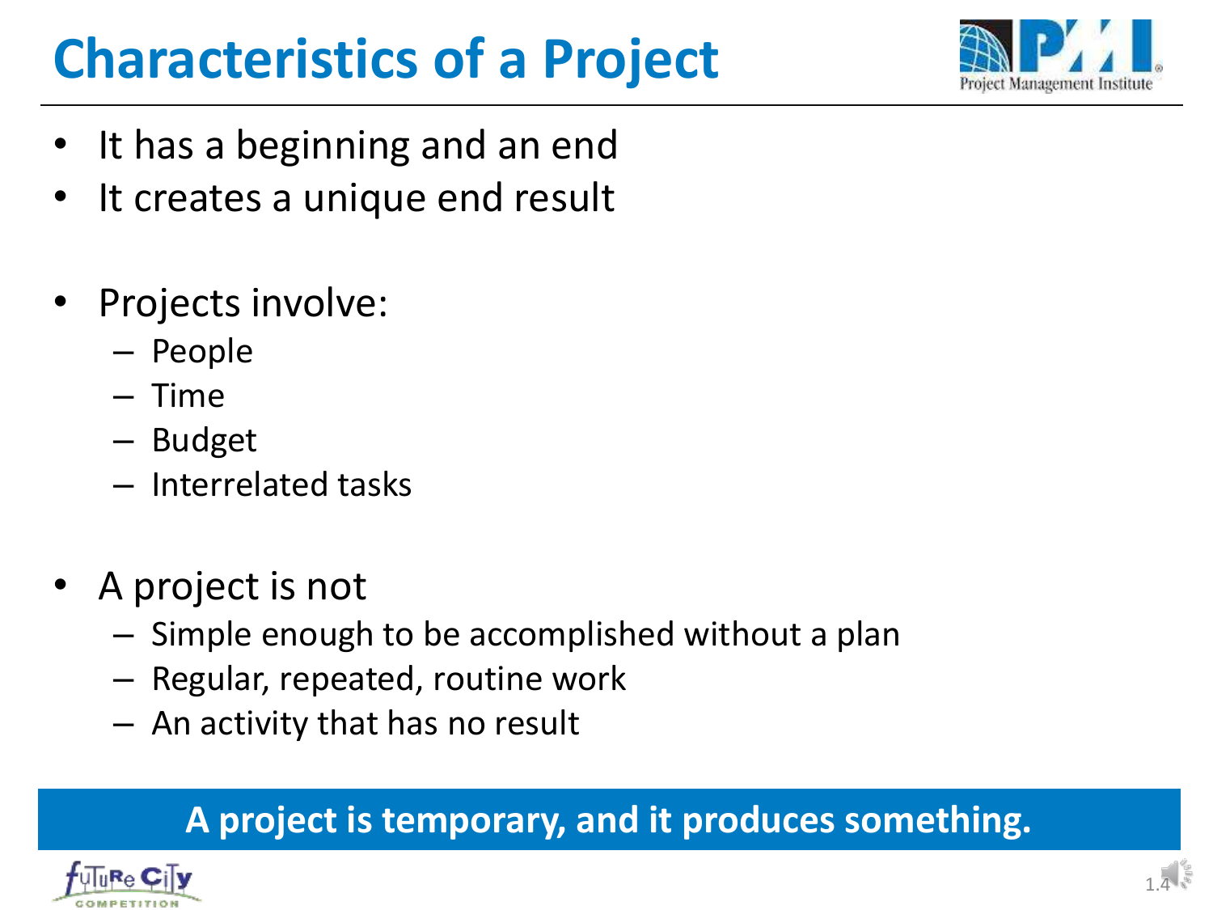# Characteristics of a Project

- It has a beginning and an end
- It creates a unique end result

- Projects involve:
  - People
  - Time
  - Budget
  - Interrelated tasks

- A project is not
  - Simple enough to be accomplished without a plan
  - Regular, repeated, routine work
  - An activity that has no result

**A project is temporary, and it produces something.**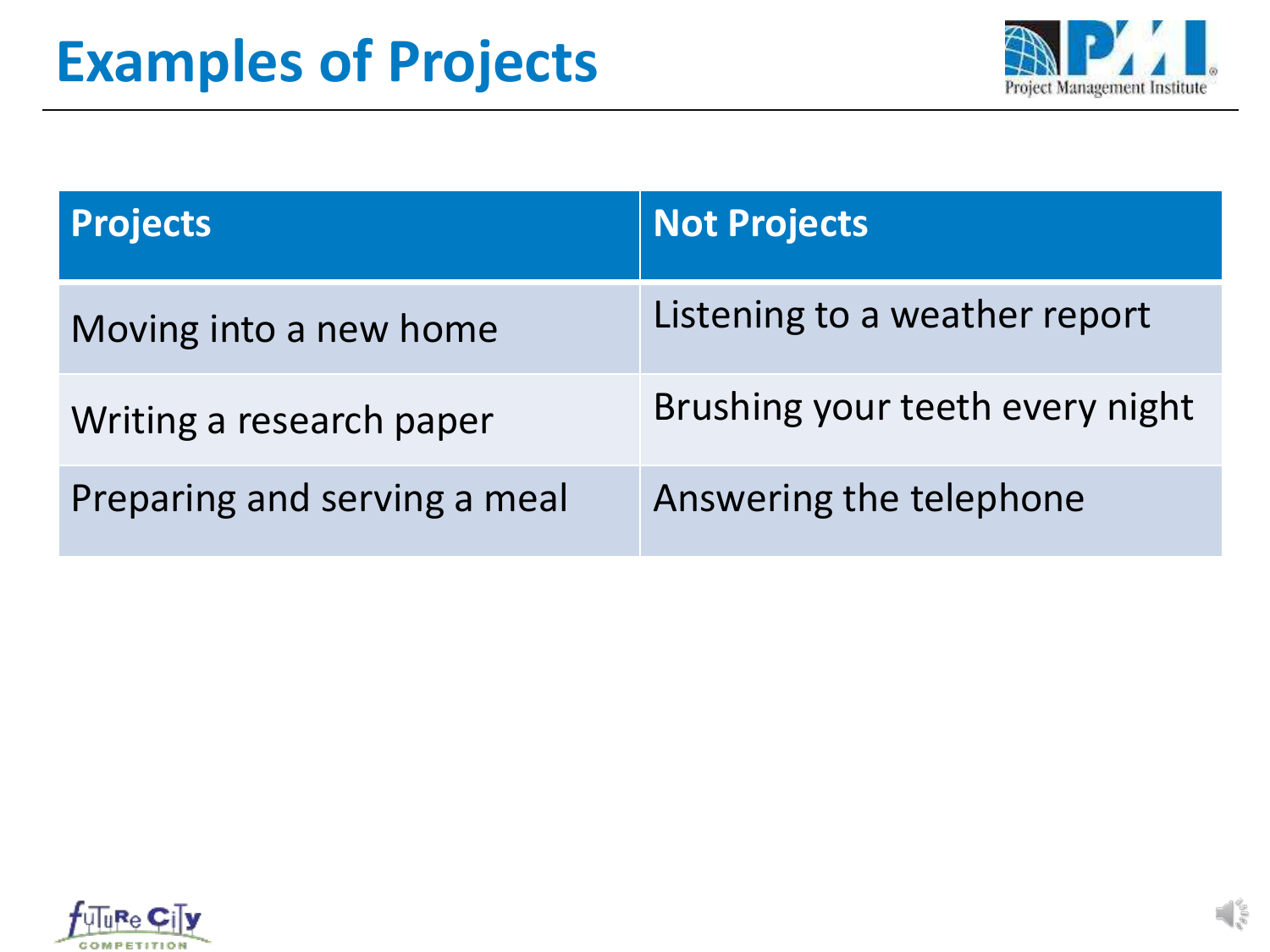# Examples of Projects

| Projects | Not Projects |
| --- | --- |
| Moving into a new home | Listening to a weather report |
| Writing a research paper | Brushing your teeth every night |
| Preparing and serving a meal | Answering the telephone |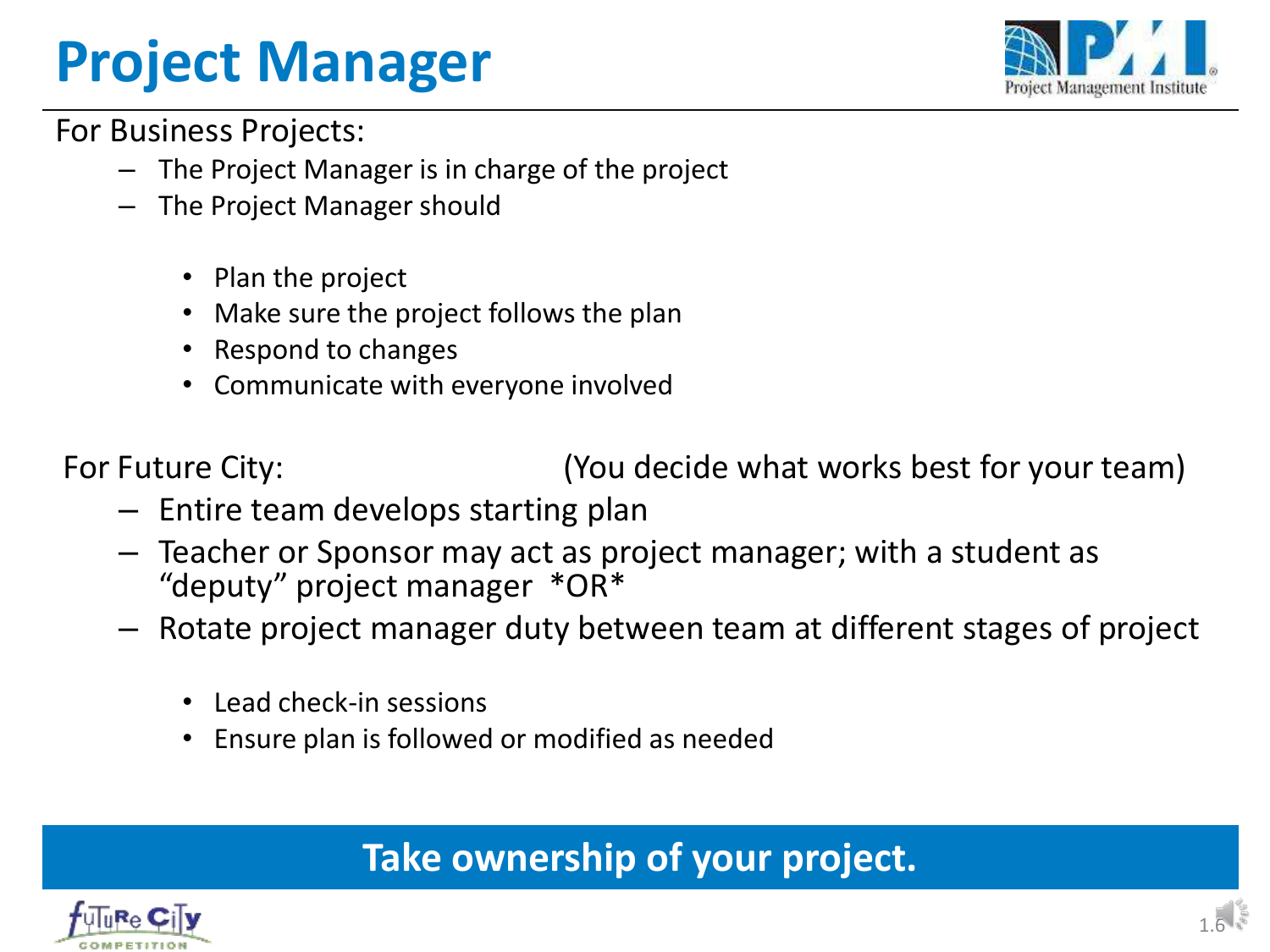# Project Manager

For Business Projects:

- The Project Manager is in charge of the project
- The Project Manager should
  - Plan the project
  - Make sure the project follows the plan
  - Respond to changes
  - Communicate with everyone involved

For Future City: (You decide what works best for your team)

- Entire team develops starting plan
- Teacher or Sponsor may act as project manager; with a student as "deputy" project manager *OR*
- Rotate project manager duty between team at different stages of project
  - Lead check-in sessions
  - Ensure plan is followed or modified as needed

**Take ownership of your project.**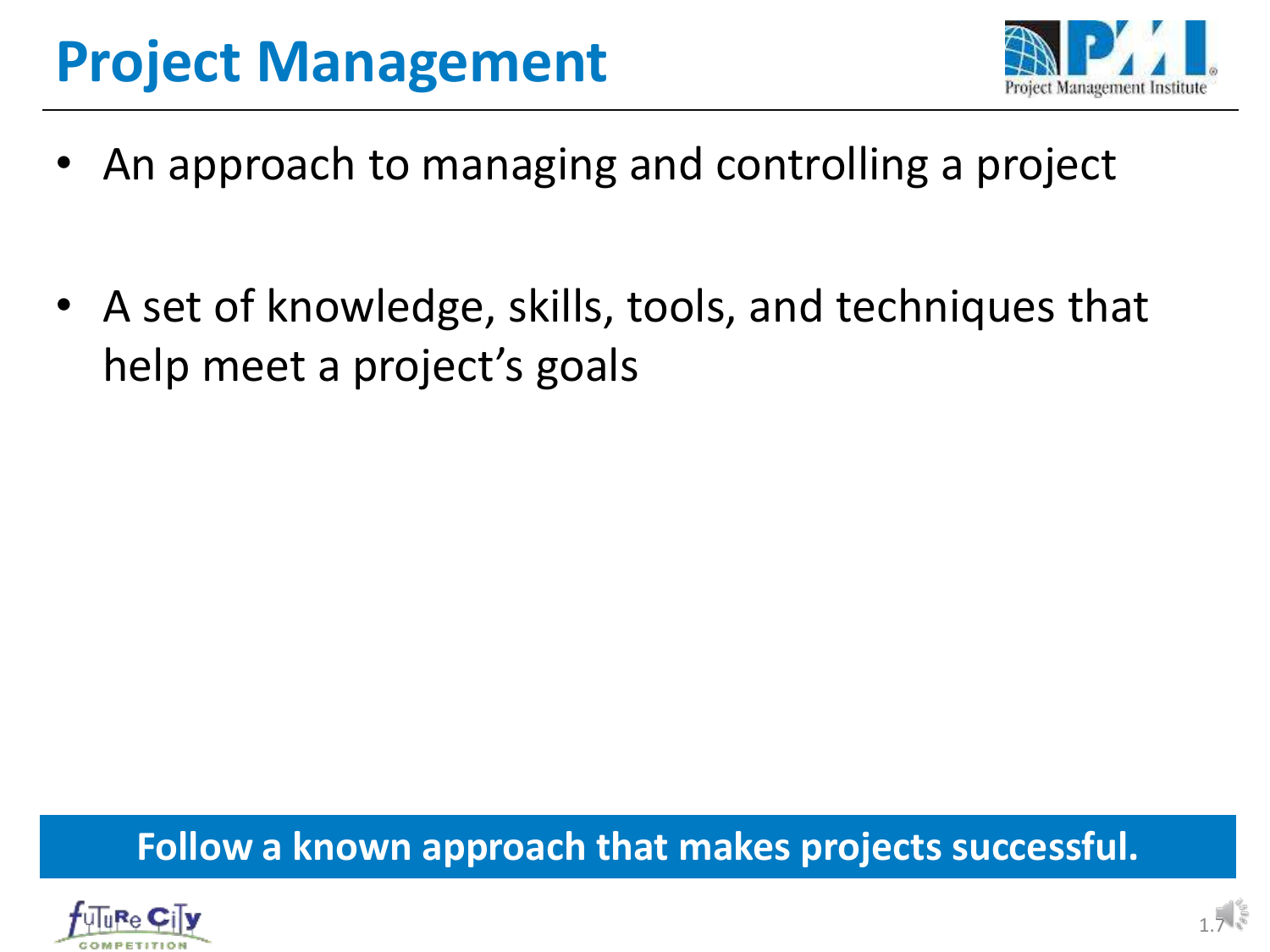# Project Management

- An approach to managing and controlling a project
- A set of knowledge, skills, tools, and techniques that help meet a project's goals

**Follow a known approach that makes projects successful.**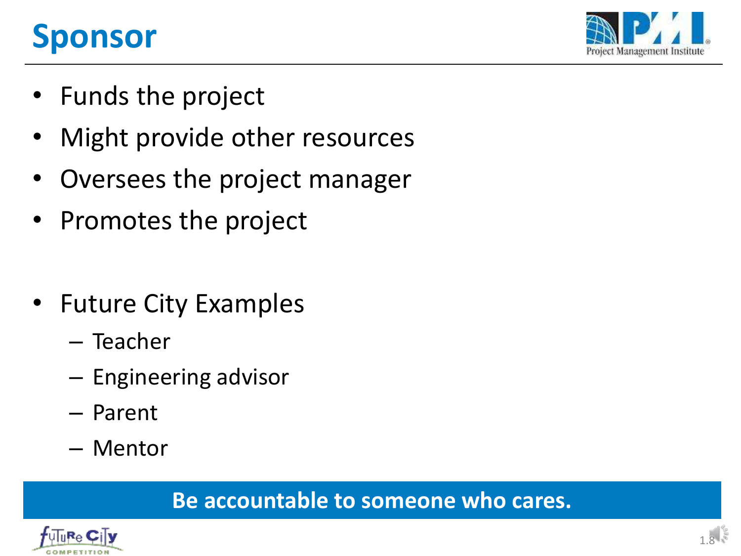# Sponsor

- Funds the project
- Might provide other resources
- Oversees the project manager
- Promotes the project

- Future City Examples
  - Teacher
  - Engineering advisor
  - Parent
  - Mentor

**Be accountable to someone who cares.**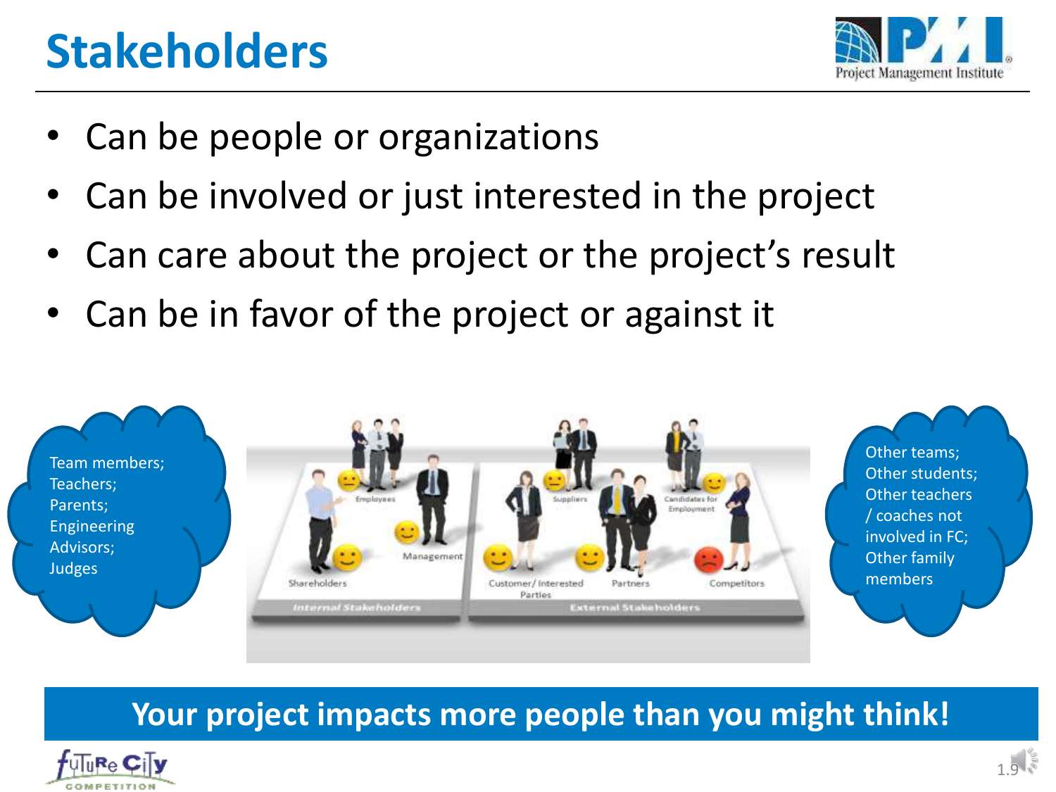# Stakeholders

- Can be people or organizations
- Can be involved or just interested in the project
- Can care about the project or the project's result
- Can be in favor of the project or against it

Team members;
Teachers;
Parents;
Engineering Advisors;
Judges

Employees, Management, Shareholders — Internal Stakeholders

Suppliers, Candidates for Employment, Customer/Interested Parties, Partners, Competitors — External Stakeholders

Other teams;
Other students;
Other teachers / coaches not involved in FC;
Other family members

**Your project impacts more people than you might think!**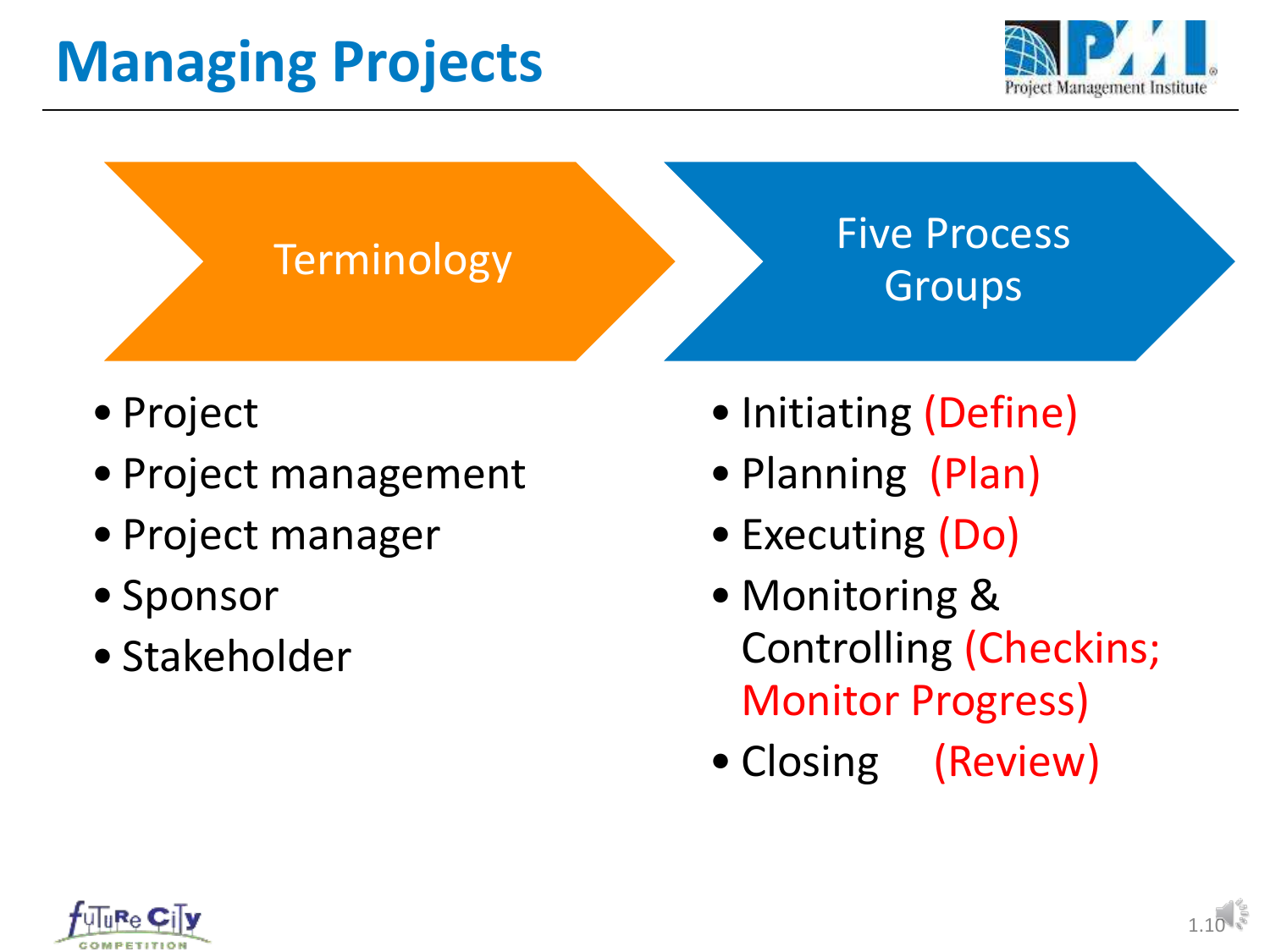# Managing Projects

## Terminology

- Project
- Project management
- Project manager
- Sponsor
- Stakeholder

## Five Process Groups

- Initiating (Define)
- Planning (Plan)
- Executing (Do)
- Monitoring & Controlling (Checkins; Monitor Progress)
- Closing (Review)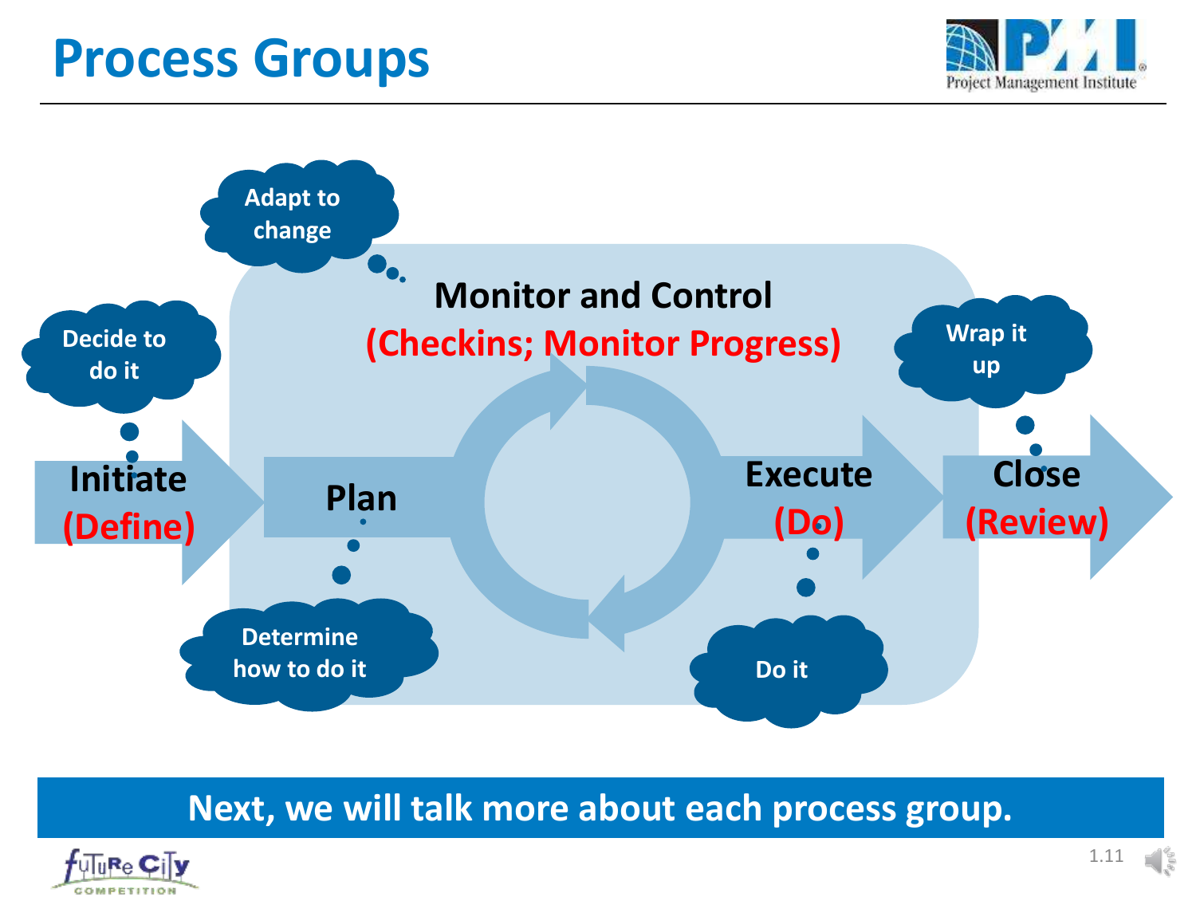# Process Groups

Adapt to change

Monitor and Control
(Checkins; Monitor Progress)

Decide to do it

Initiate
(Define)

Plan

Determine how to do it

Execute
(Do)

Do it

Wrap it up

Close
(Review)

**Next, we will talk more about each process group.**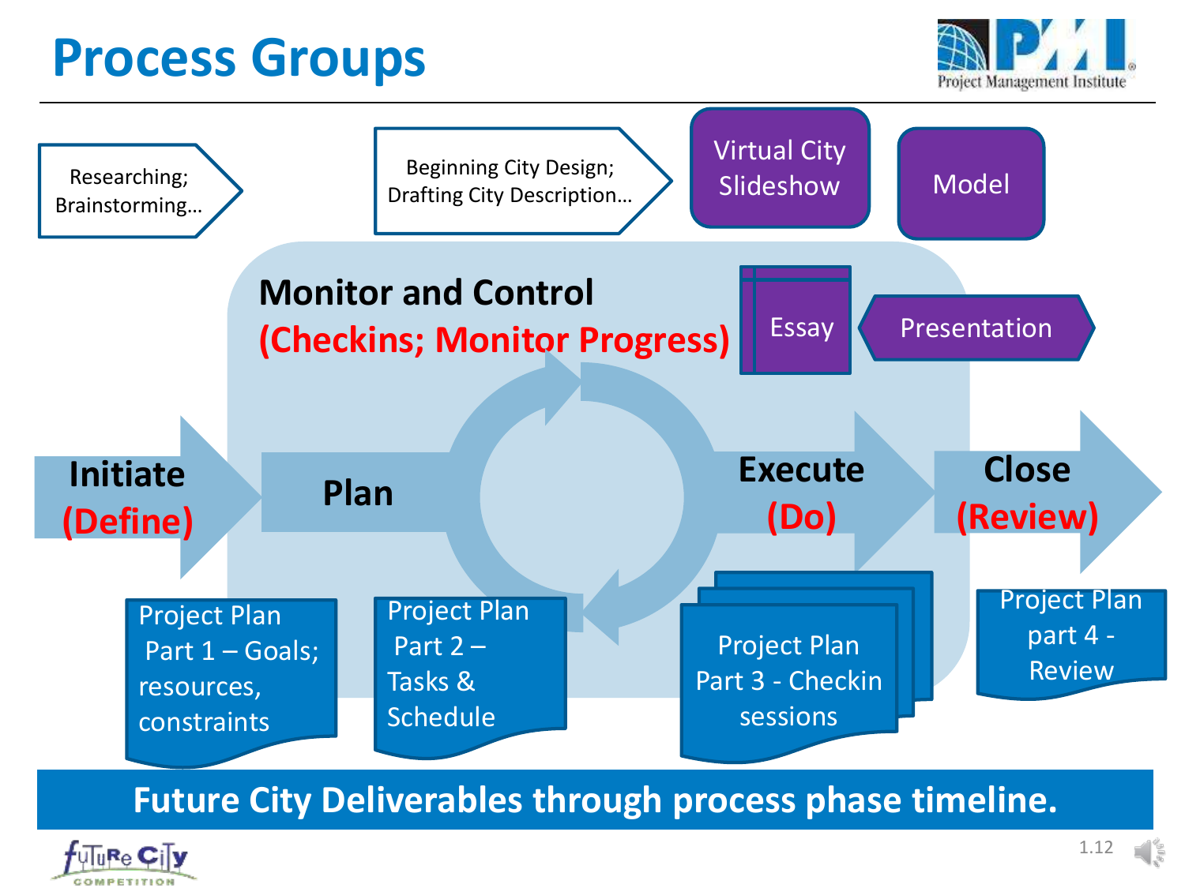# Process Groups

Researching; Brainstorming…

Beginning City Design; Drafting City Description…

Virtual City Slideshow

Model

**Monitor and Control**
**(Checkins; Monitor Progress)**

Essay

Presentation

**Initiate (Define)**

**Plan**

**Execute (Do)**

**Close (Review)**

Project Plan Part 1 – Goals; resources, constraints

Project Plan Part 2 – Tasks & Schedule

Project Plan Part 3 - Checkin sessions

Project Plan part 4 - Review

**Future City Deliverables through process phase timeline.**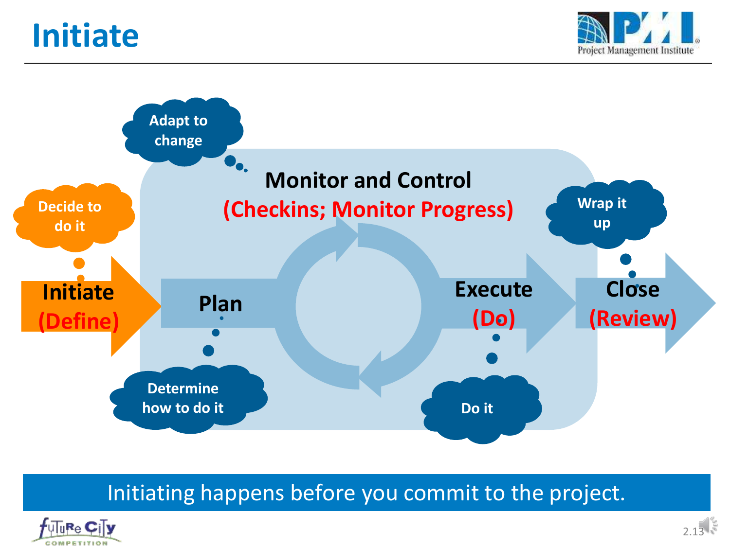# Initiate

Adapt to change

Monitor and Control
(Checkins; Monitor Progress)

Decide to do it

Initiate
(Define)

Plan

Determine how to do it

Execute
(Do)

Do it

Wrap it up

Close
(Review)

Initiating happens before you commit to the project.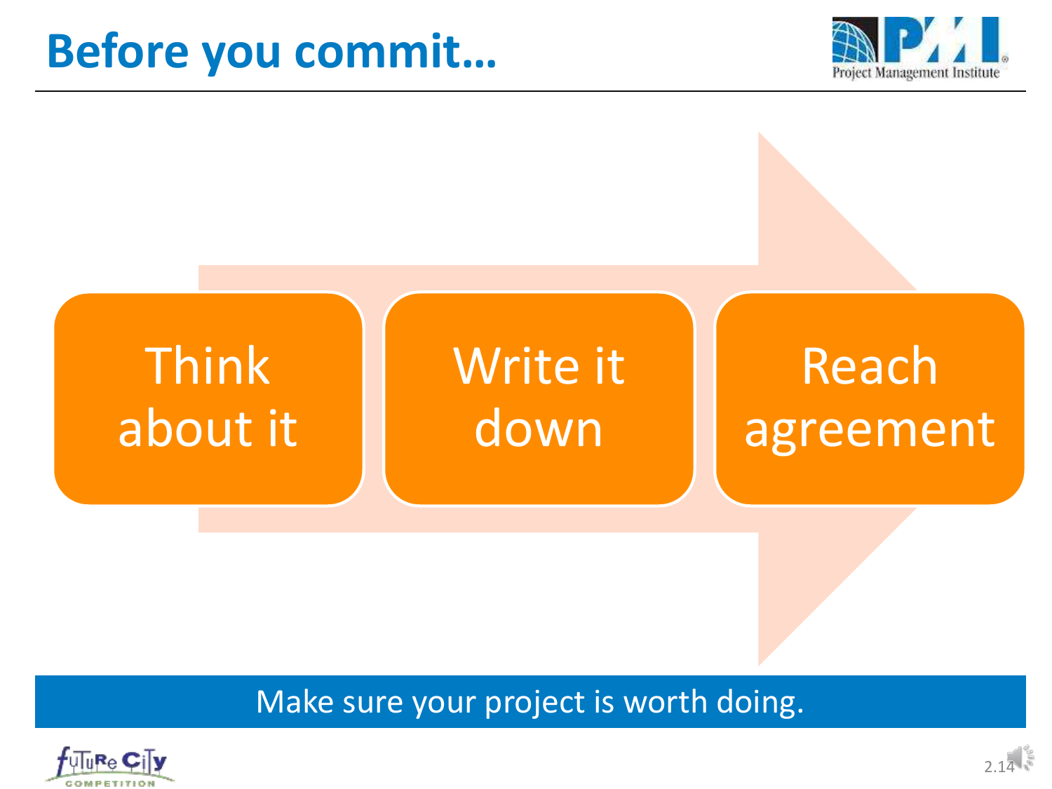# Before you commit…

- Think about it
- Write it down
- Reach agreement

Make sure your project is worth doing.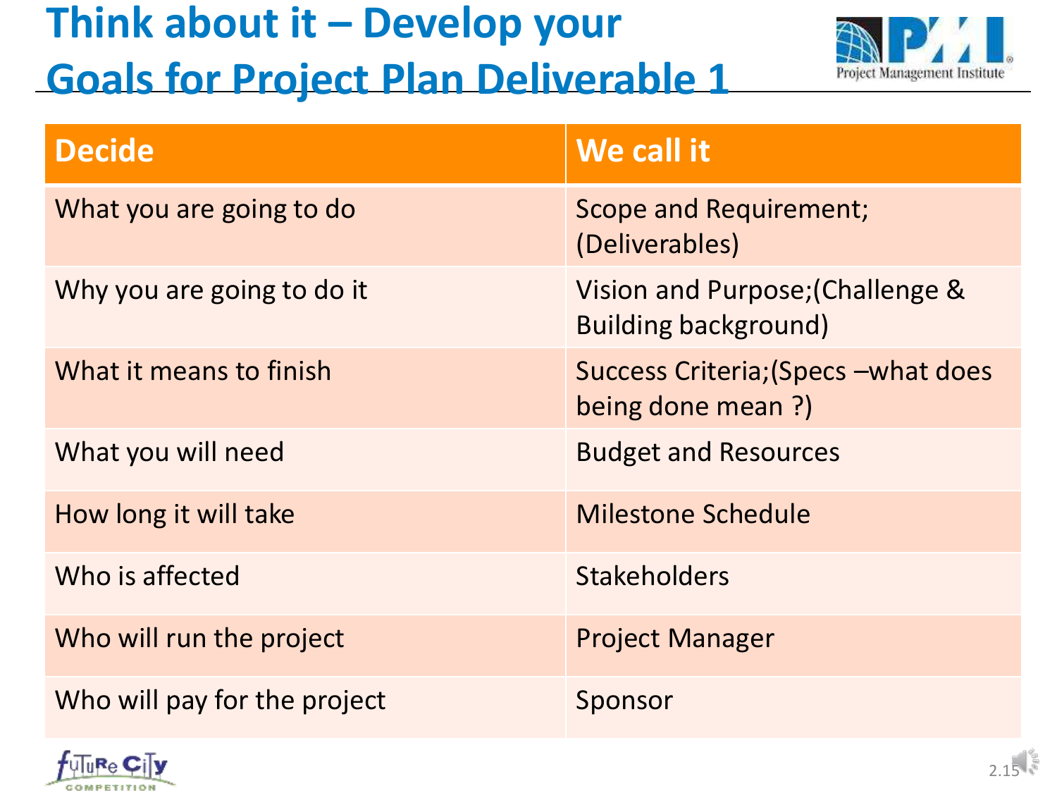# Think about it – Develop your Goals for Project Plan Deliverable 1

| Decide | We call it |
| --- | --- |
| What you are going to do | Scope and Requirement; (Deliverables) |
| Why you are going to do it | Vision and Purpose;(Challenge & Building background) |
| What it means to finish | Success Criteria;(Specs –what does being done mean ?) |
| What you will need | Budget and Resources |
| How long it will take | Milestone Schedule |
| Who is affected | Stakeholders |
| Who will run the project | Project Manager |
| Who will pay for the project | Sponsor |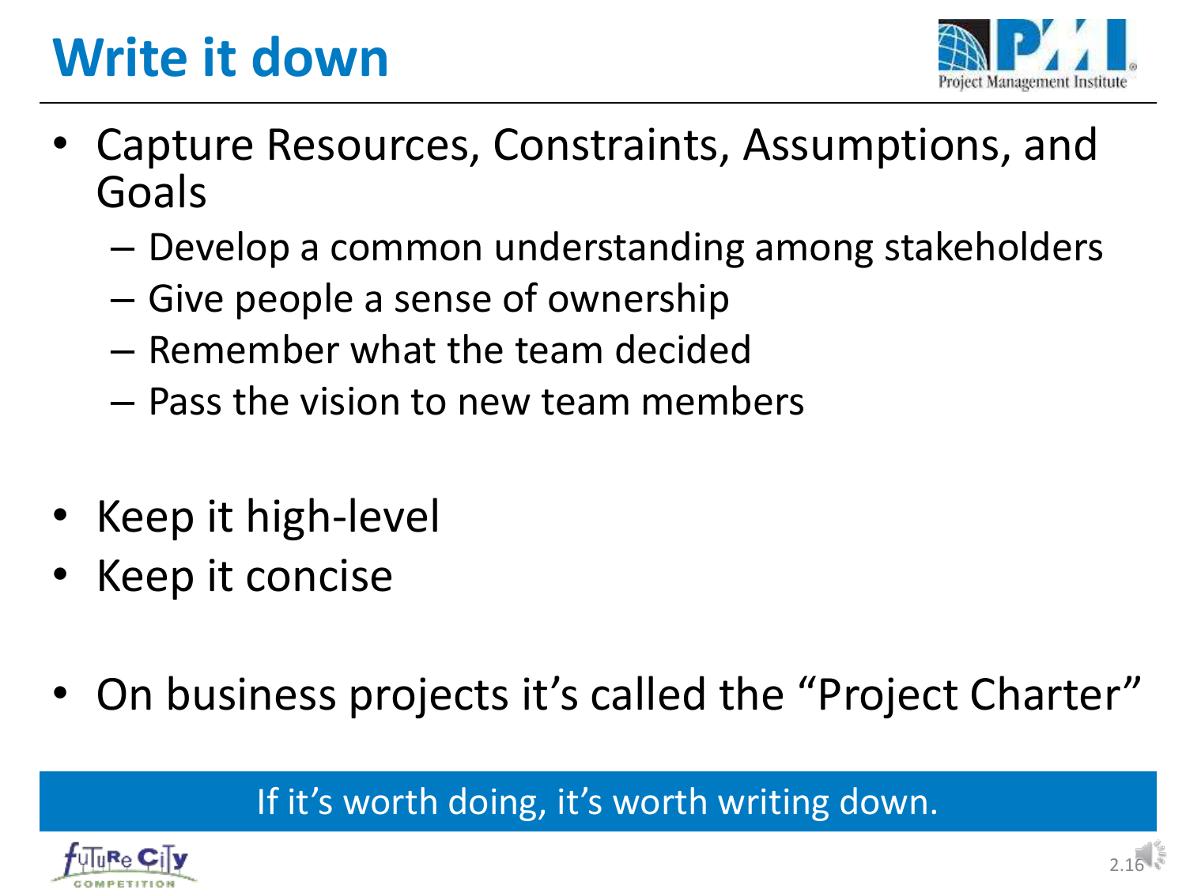# Write it down

- Capture Resources, Constraints, Assumptions, and Goals
  - Develop a common understanding among stakeholders
  - Give people a sense of ownership
  - Remember what the team decided
  - Pass the vision to new team members
- Keep it high-level
- Keep it concise
- On business projects it's called the "Project Charter"

If it's worth doing, it's worth writing down.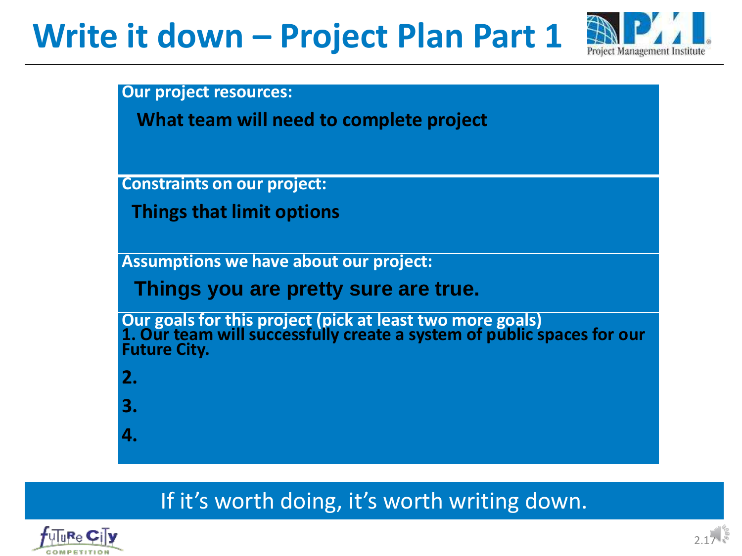# Write it down – Project Plan Part 1

**Our project resources:**

**What team will need to complete project**

**Constraints on our project:**

**Things that limit options**

**Assumptions we have about our project:**

**Things you are pretty sure are true.**

**Our goals for this project (pick at least two more goals)**

**1. Our team will successfully create a system of public spaces for our Future City.**

**2.**

**3.**

**4.**

If it's worth doing, it's worth writing down.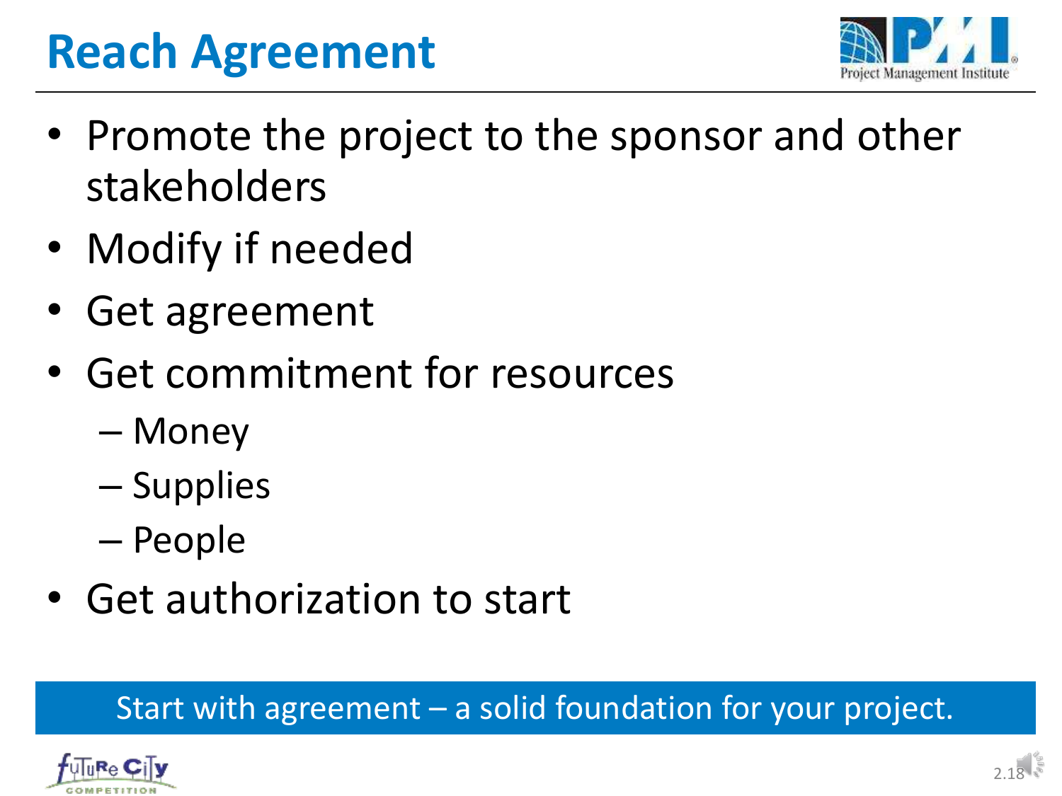# Reach Agreement

- Promote the project to the sponsor and other stakeholders
- Modify if needed
- Get agreement
- Get commitment for resources
  - Money
  - Supplies
  - People
- Get authorization to start

Start with agreement – a solid foundation for your project.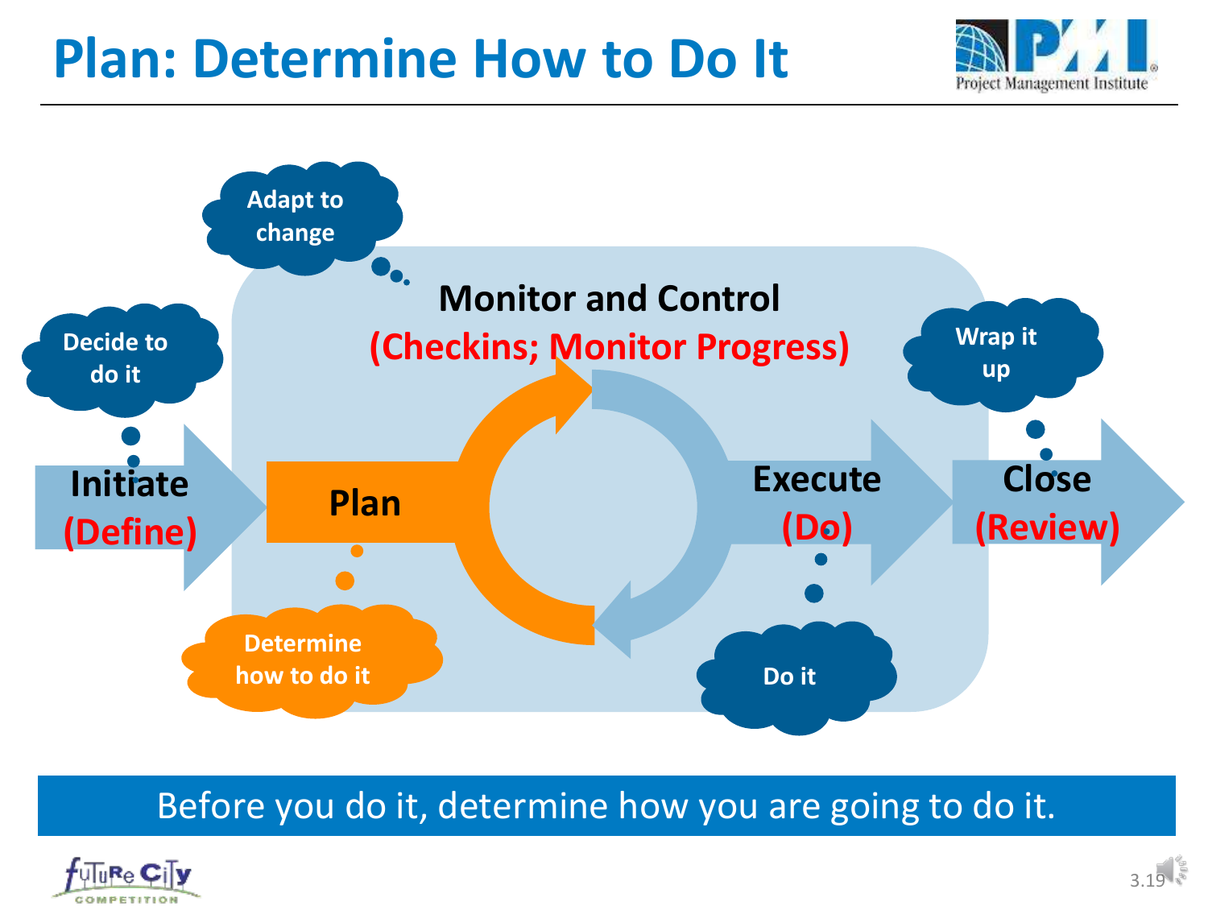# Plan: Determine How to Do It

Adapt to change

Monitor and Control
(Checkins; Monitor Progress)

Decide to do it

Initiate
(Define)

Plan

Determine how to do it

Execute
(Do)

Do it

Wrap it up

Close
(Review)

Before you do it, determine how you are going to do it.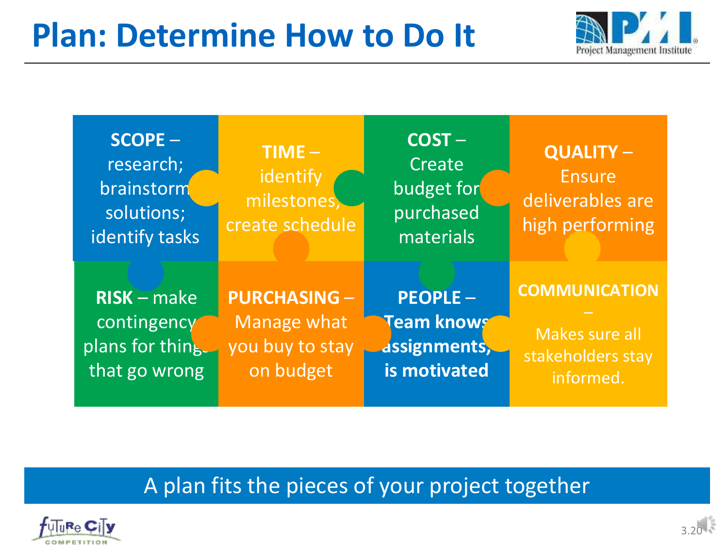# Plan: Determine How to Do It

**SCOPE** – research; brainstorm solutions; identify tasks

**TIME** – identify milestones, create schedule

**COST** – Create budget for purchased materials

**QUALITY** – Ensure deliverables are high performing

**RISK** – make contingency plans for things that go wrong

**PURCHASING** – Manage what you buy to stay on budget

**PEOPLE** – **Team knows assignments, is motivated**

**COMMUNICATION** – Makes sure all stakeholders stay informed.

A plan fits the pieces of your project together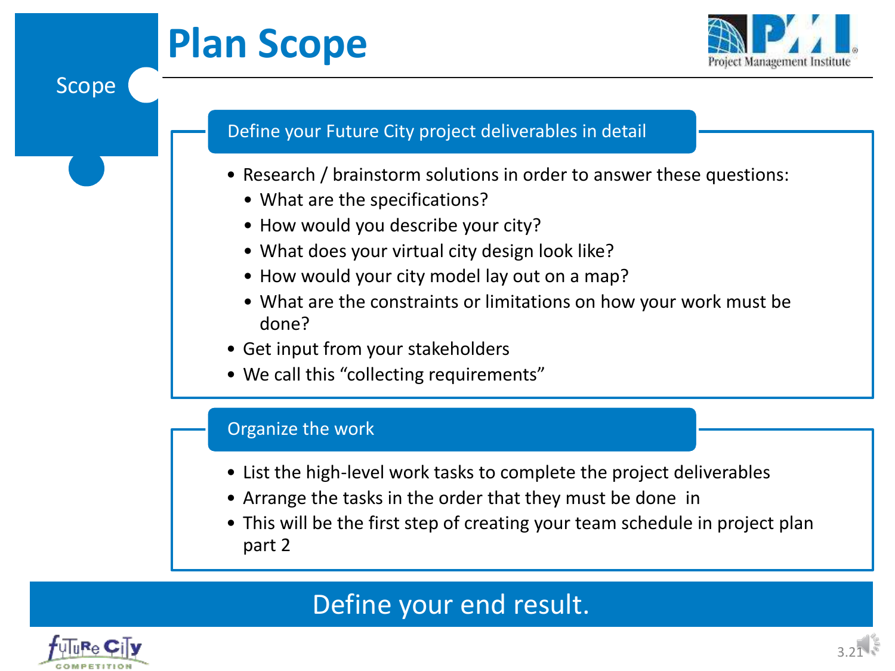# Plan Scope

Scope

## Define your Future City project deliverables in detail

- Research / brainstorm solutions in order to answer these questions:
  - What are the specifications?
  - How would you describe your city?
  - What does your virtual city design look like?
  - How would your city model lay out on a map?
  - What are the constraints or limitations on how your work must be done?
- Get input from your stakeholders
- We call this "collecting requirements"

## Organize the work

- List the high-level work tasks to complete the project deliverables
- Arrange the tasks in the order that they must be done in
- This will be the first step of creating your team schedule in project plan part 2

**Define your end result.**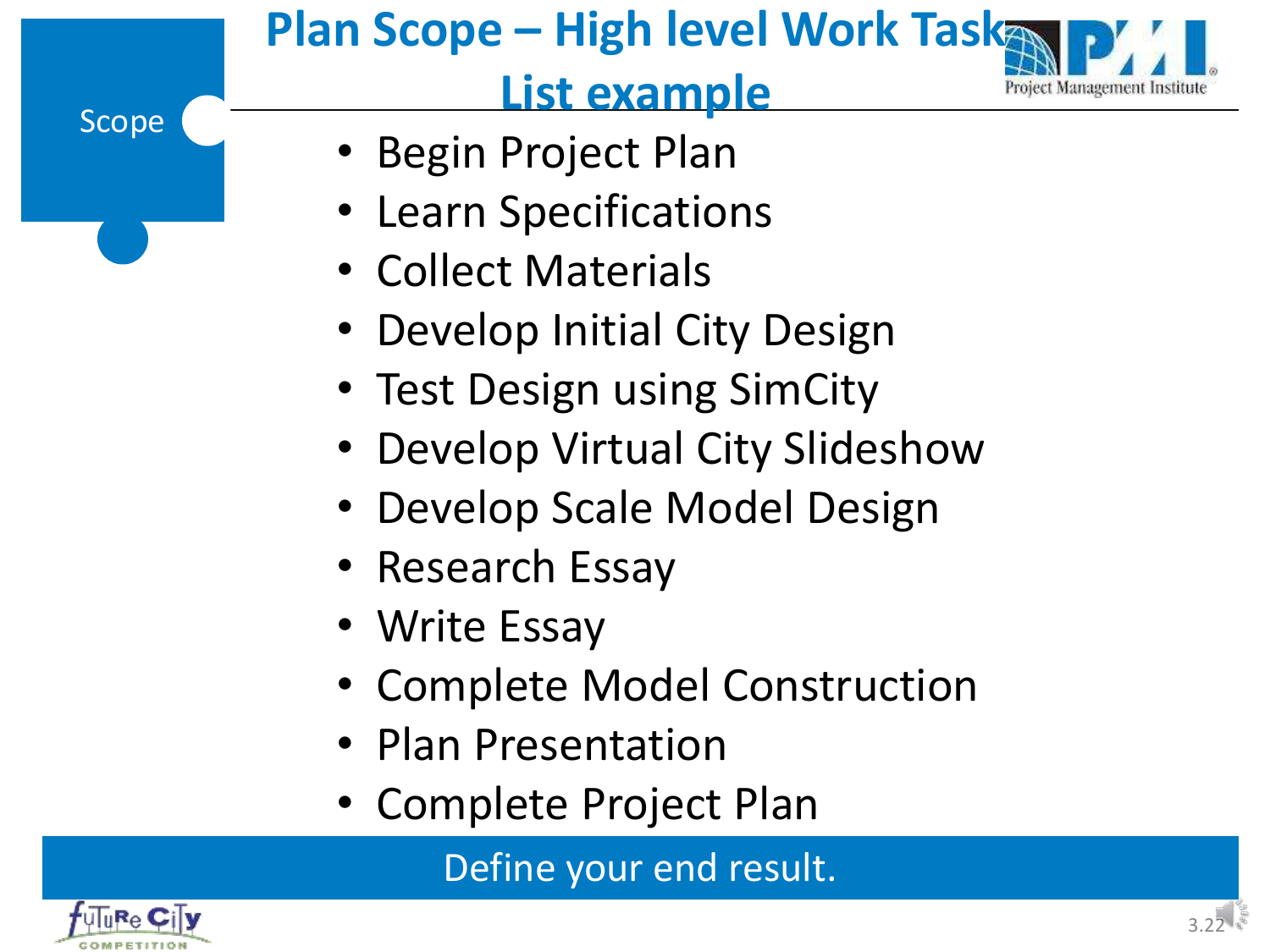# Plan Scope – High level Work Task List example

Scope

- Begin Project Plan
- Learn Specifications
- Collect Materials
- Develop Initial City Design
- Test Design using SimCity
- Develop Virtual City Slideshow
- Develop Scale Model Design
- Research Essay
- Write Essay
- Complete Model Construction
- Plan Presentation
- Complete Project Plan

Define your end result.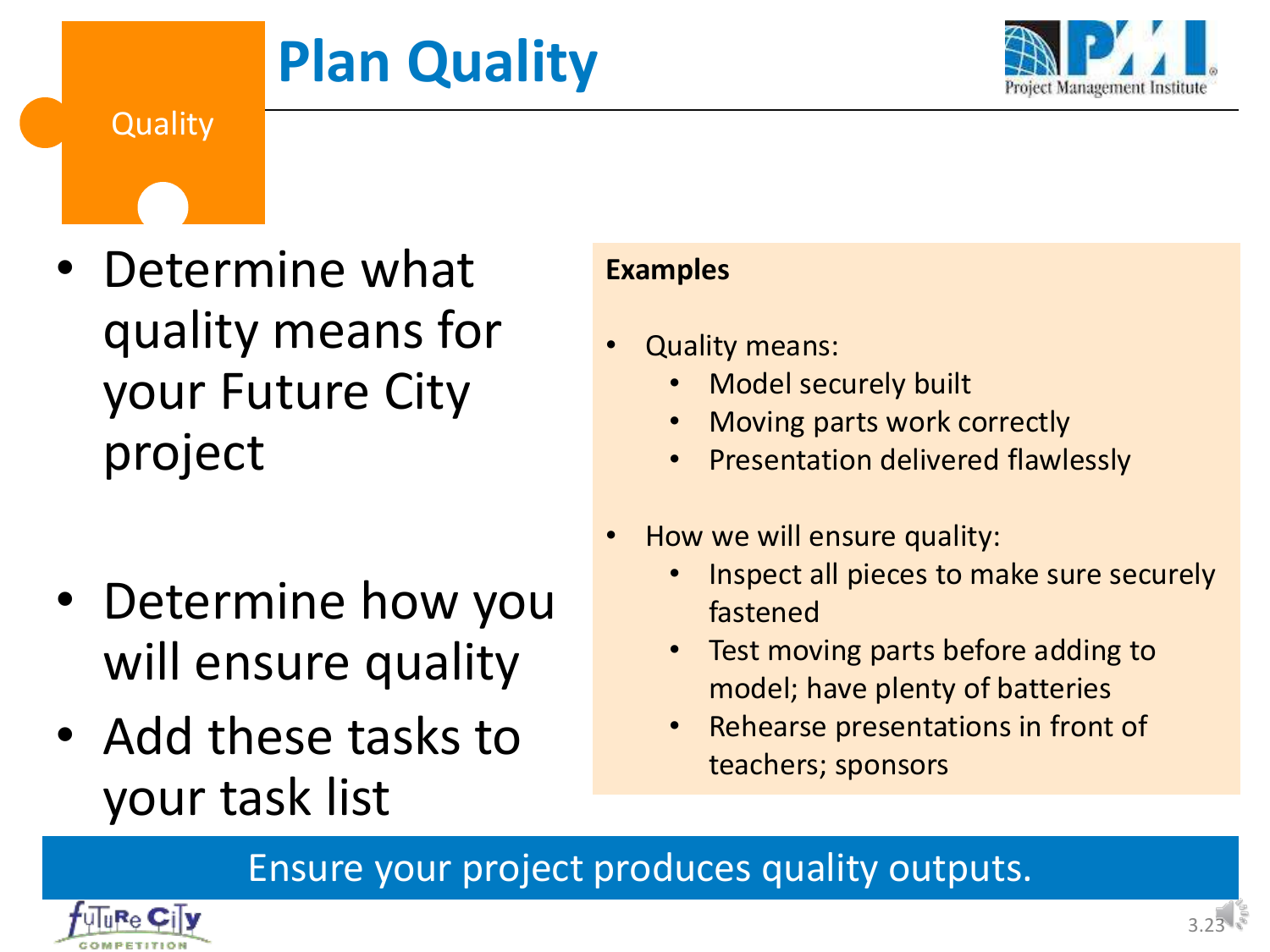# Plan Quality

Quality

- Determine what quality means for your Future City project
- Determine how you will ensure quality
- Add these tasks to your task list

**Examples**

- Quality means:
  - Model securely built
  - Moving parts work correctly
  - Presentation delivered flawlessly
- How we will ensure quality:
  - Inspect all pieces to make sure securely fastened
  - Test moving parts before adding to model; have plenty of batteries
  - Rehearse presentations in front of teachers; sponsors

Ensure your project produces quality outputs.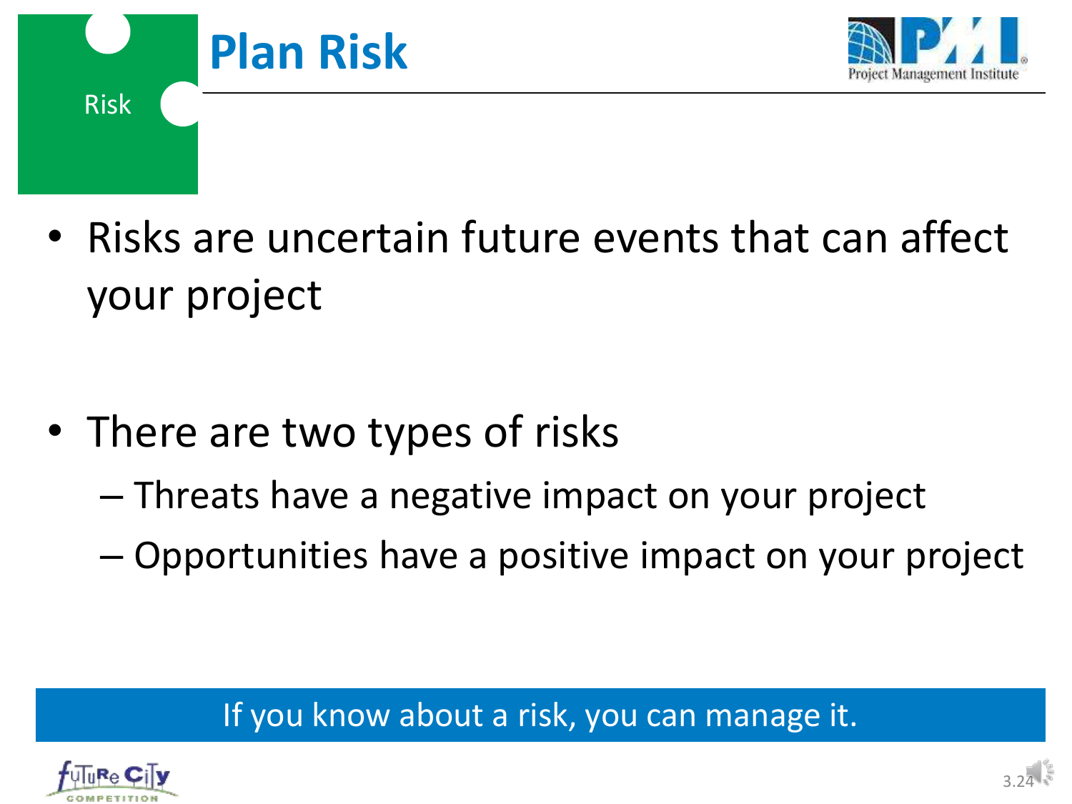Risk

# Plan Risk

- Risks are uncertain future events that can affect your project
- There are two types of risks
  - Threats have a negative impact on your project
  - Opportunities have a positive impact on your project

If you know about a risk, you can manage it.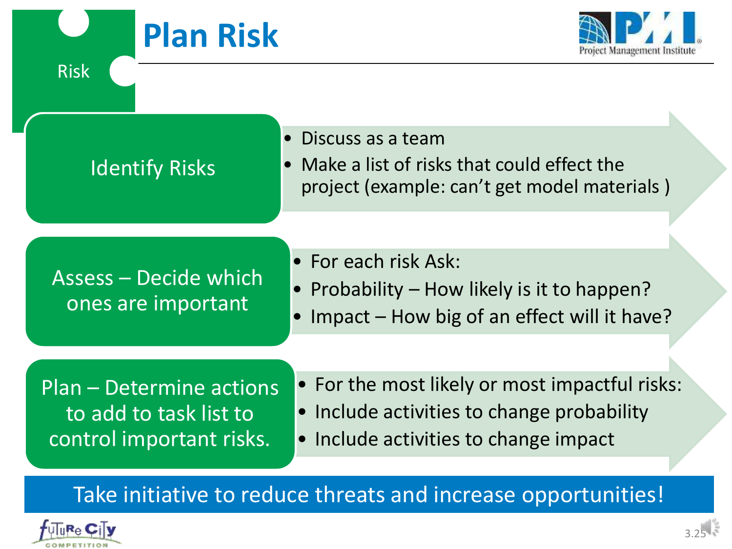# Plan Risk

Risk

## Identify Risks

- Discuss as a team
- Make a list of risks that could effect the project (example: can't get model materials )

## Assess – Decide which ones are important

- For each risk Ask:
- Probability – How likely is it to happen?
- Impact – How big of an effect will it have?

## Plan – Determine actions to add to task list to control important risks.

- For the most likely or most impactful risks:
- Include activities to change probability
- Include activities to change impact

**Take initiative to reduce threats and increase opportunities!**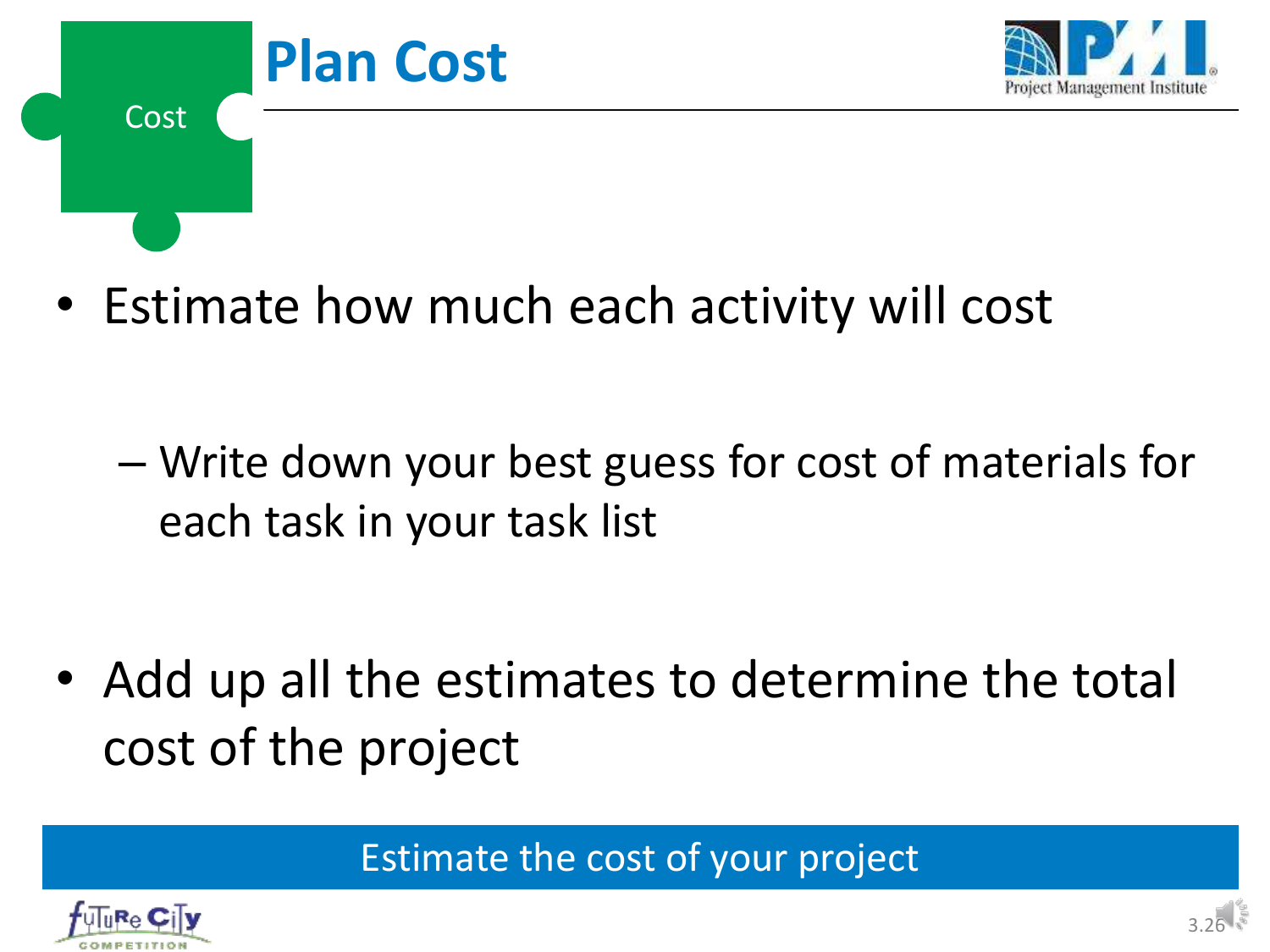# Plan Cost

Cost

- Estimate how much each activity will cost
  - Write down your best guess for cost of materials for each task in your task list
- Add up all the estimates to determine the total cost of the project

Estimate the cost of your project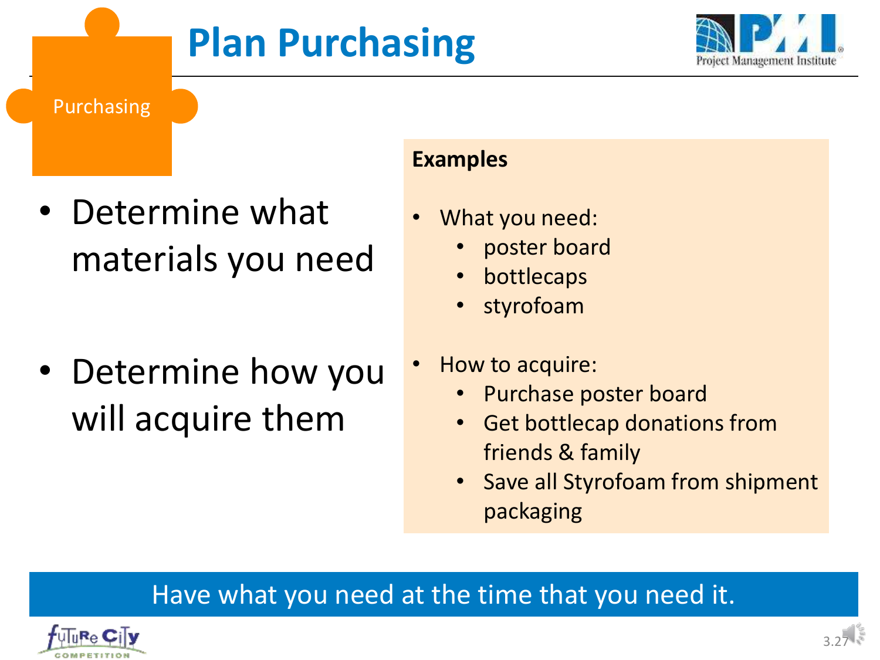# Plan Purchasing

Purchasing

- Determine what materials you need
- Determine how you will acquire them

**Examples**

- What you need:
  - poster board
  - bottlecaps
  - styrofoam
- How to acquire:
  - Purchase poster board
  - Get bottlecap donations from friends & family
  - Save all Styrofoam from shipment packaging

Have what you need at the time that you need it.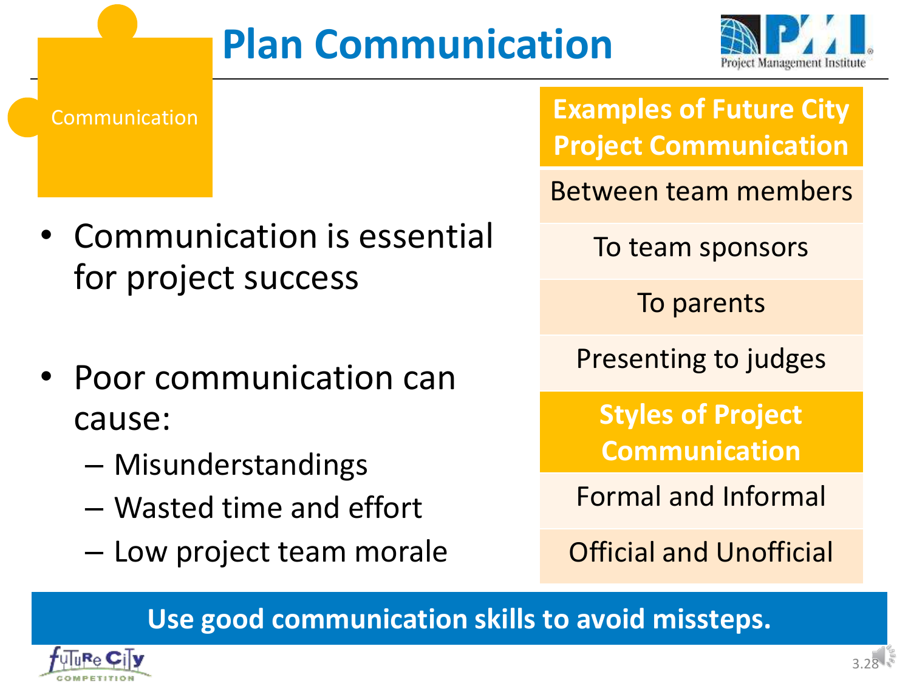# Plan Communication

Communication

- Communication is essential for project success
- Poor communication can cause:
  - Misunderstandings
  - Wasted time and effort
  - Low project team morale

| Examples of Future City Project Communication |
|---|
| Between team members |
| To team sponsors |
| To parents |
| Presenting to judges |

| Styles of Project Communication |
|---|
| Formal and Informal |
| Official and Unofficial |

**Use good communication skills to avoid missteps.**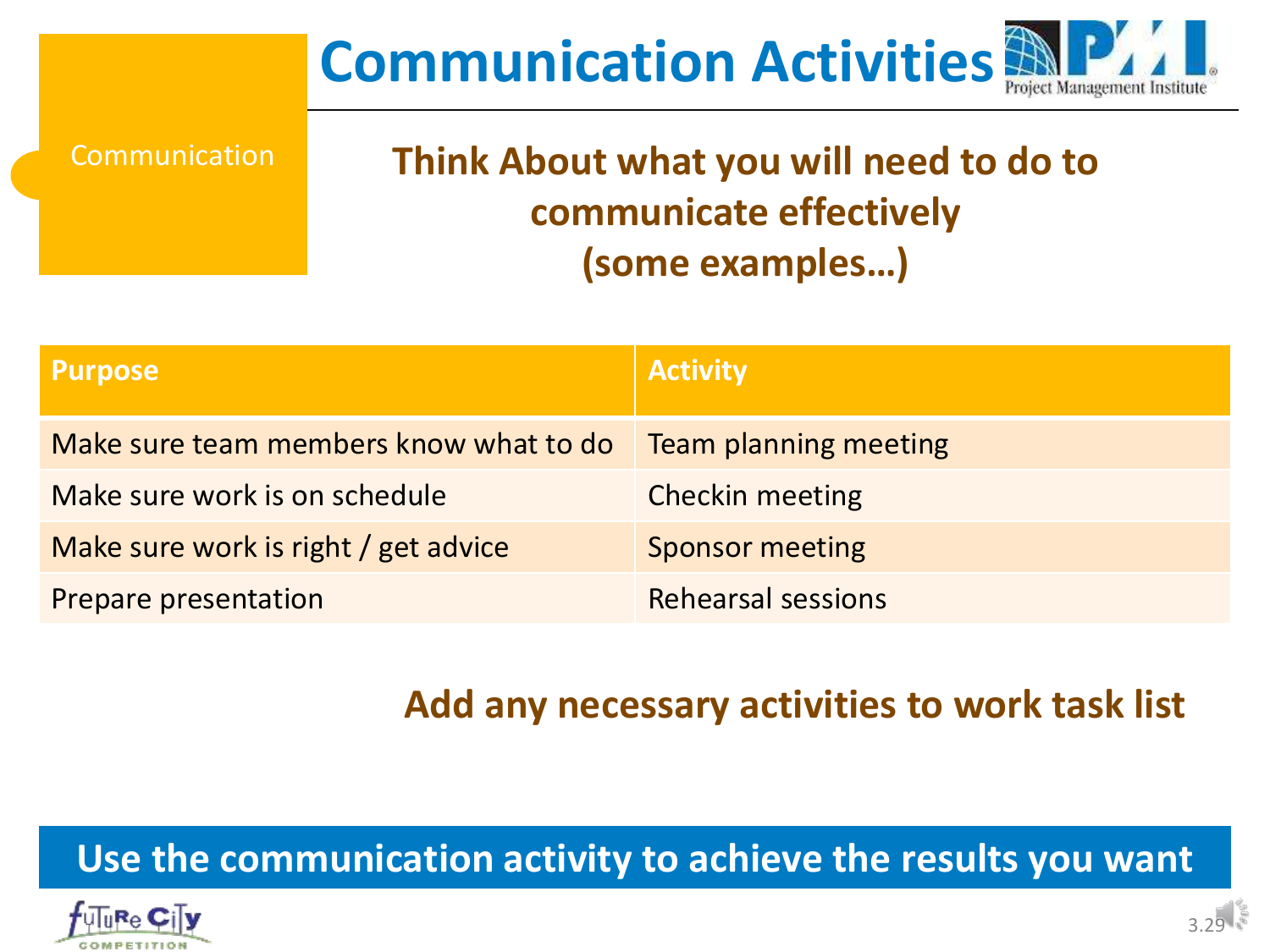# Communication Activities

Communication

**Think About what you will need to do to communicate effectively (some examples…)**

| Purpose | Activity |
| --- | --- |
| Make sure team members know what to do | Team planning meeting |
| Make sure work is on schedule | Checkin meeting |
| Make sure work is right / get advice | Sponsor meeting |
| Prepare presentation | Rehearsal sessions |

**Add any necessary activities to work task list**

**Use the communication activity to achieve the results you want**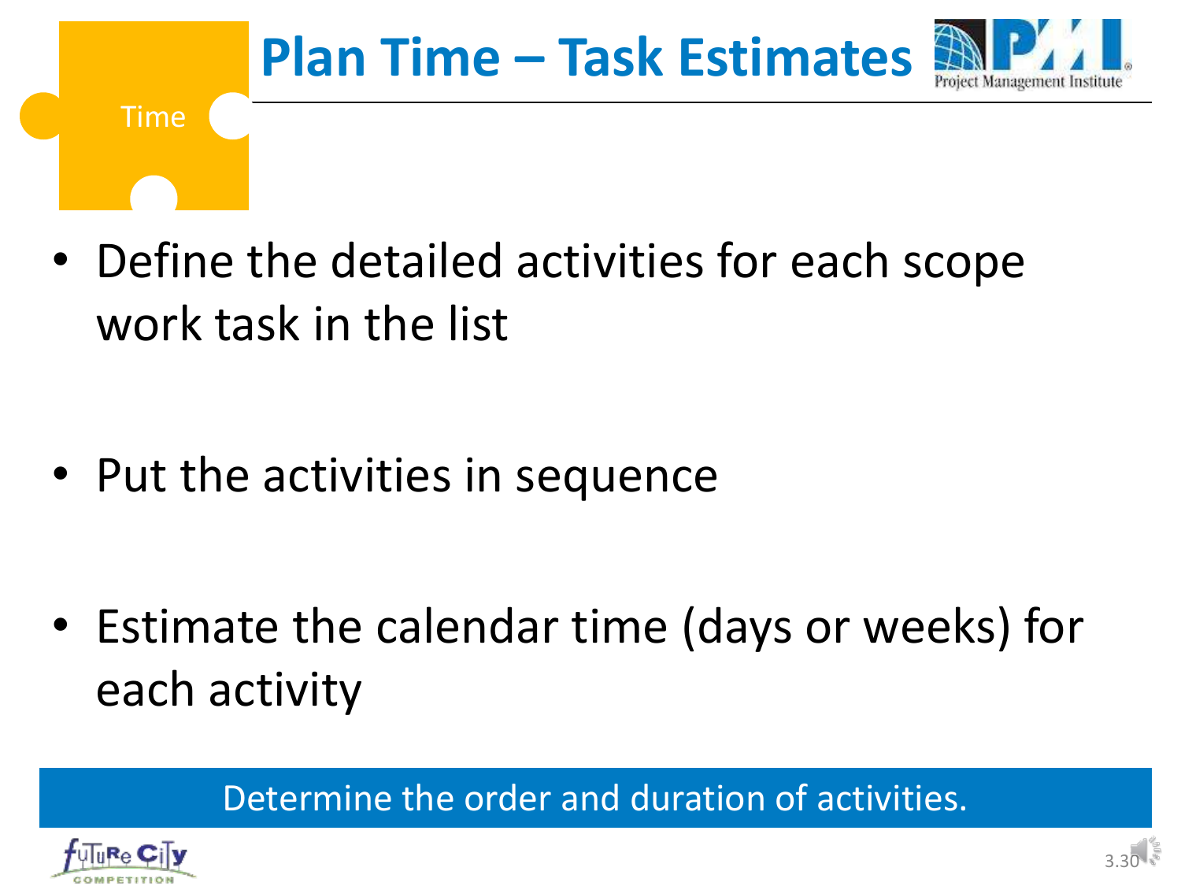# Plan Time – Task Estimates

Time

- Define the detailed activities for each scope work task in the list
- Put the activities in sequence
- Estimate the calendar time (days or weeks) for each activity

Determine the order and duration of activities.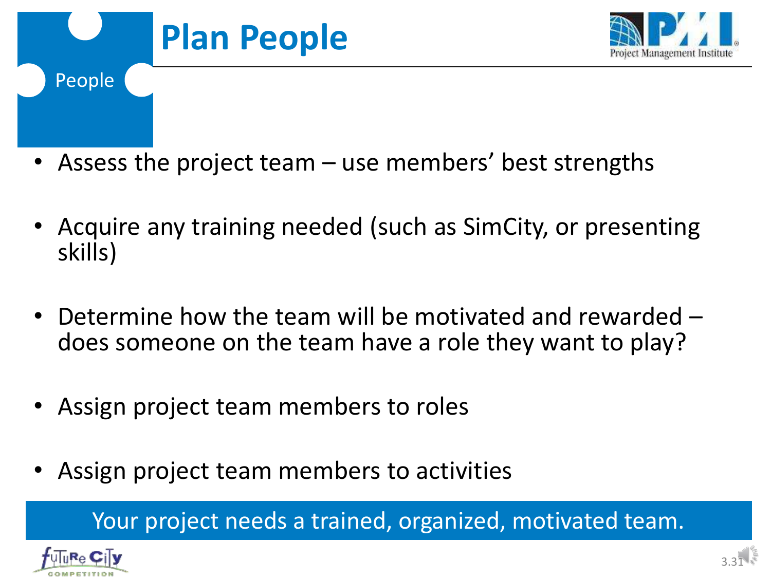# Plan People

People

- Assess the project team – use members' best strengths
- Acquire any training needed (such as SimCity, or presenting skills)
- Determine how the team will be motivated and rewarded – does someone on the team have a role they want to play?
- Assign project team members to roles
- Assign project team members to activities

Your project needs a trained, organized, motivated team.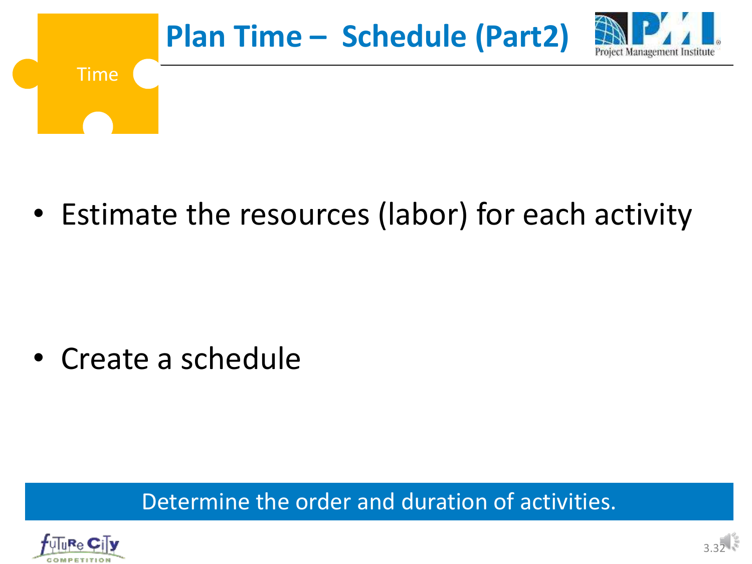# Plan Time – Schedule (Part2)

Time

- Estimate the resources (labor) for each activity

- Create a schedule

Determine the order and duration of activities.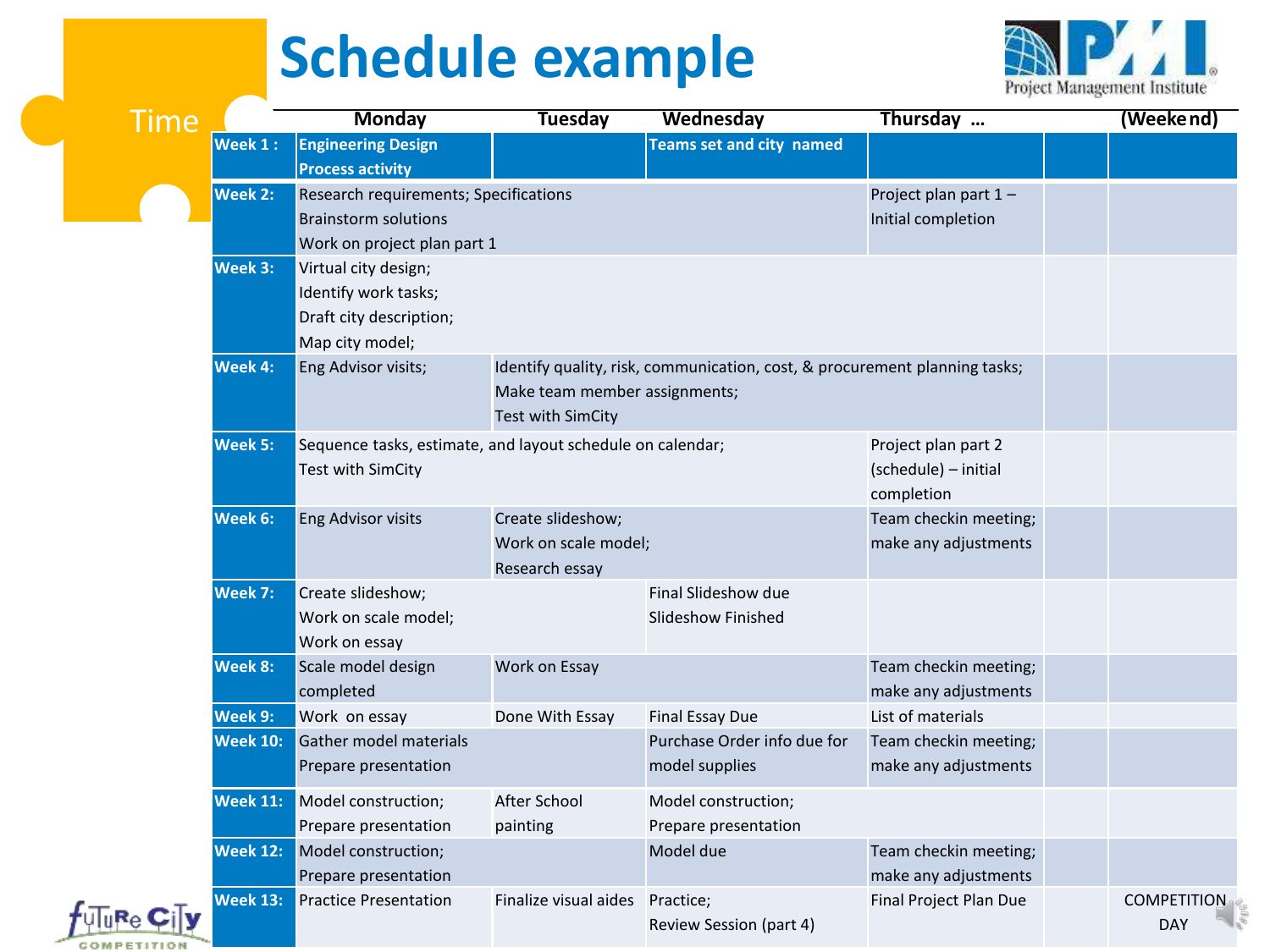# Schedule example

Time

| | Monday | Tuesday | Wednesday | Thursday … | | (Weekend) |
|---|---|---|---|---|---|---|
| **Week 1 :** | **Engineering Design Process activity** | | **Teams set and city named** | | | |
| **Week 2:** | Research requirements; Specifications<br>Brainstorm solutions<br>Work on project plan part 1 | | | Project plan part 1 – Initial completion | | |
| **Week 3:** | Virtual city design;<br>Identify work tasks;<br>Draft city description;<br>Map city model; | | | | | |
| **Week 4:** | Eng Advisor visits; | Identify quality, risk, communication, cost, & procurement planning tasks;<br>Make team member assignments;<br>Test with SimCity | | | | |
| **Week 5:** | Sequence tasks, estimate, and layout schedule on calendar;<br>Test with SimCity | | | Project plan part 2 (schedule) – initial completion | | |
| **Week 6:** | Eng Advisor visits | Create slideshow;<br>Work on scale model;<br>Research essay | | Team checkin meeting; make any adjustments | | |
| **Week 7:** | Create slideshow;<br>Work on scale model;<br>Work on essay | | Final Slideshow due<br>Slideshow Finished | | | |
| **Week 8:** | Scale model design completed | Work on Essay | | Team checkin meeting; make any adjustments | | |
| **Week 9:** | Work on essay | Done With Essay | Final Essay Due | List of materials | | |
| **Week 10:** | Gather model materials<br>Prepare presentation | | Purchase Order info due for model supplies | Team checkin meeting; make any adjustments | | |
| **Week 11:** | Model construction;<br>Prepare presentation | After School painting | Model construction;<br>Prepare presentation | | | |
| **Week 12:** | Model construction;<br>Prepare presentation | | Model due | Team checkin meeting; make any adjustments | | |
| **Week 13:** | Practice Presentation | Finalize visual aides | Practice;<br>Review Session (part 4) | Final Project Plan Due | | COMPETITION DAY |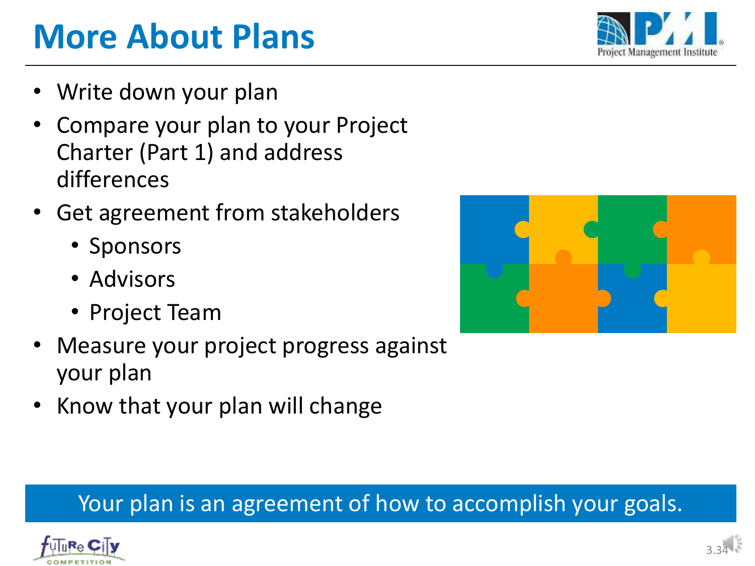# More About Plans

- Write down your plan
- Compare your plan to your Project Charter (Part 1) and address differences
- Get agreement from stakeholders
  - Sponsors
  - Advisors
  - Project Team
- Measure your project progress against your plan
- Know that your plan will change

Your plan is an agreement of how to accomplish your goals.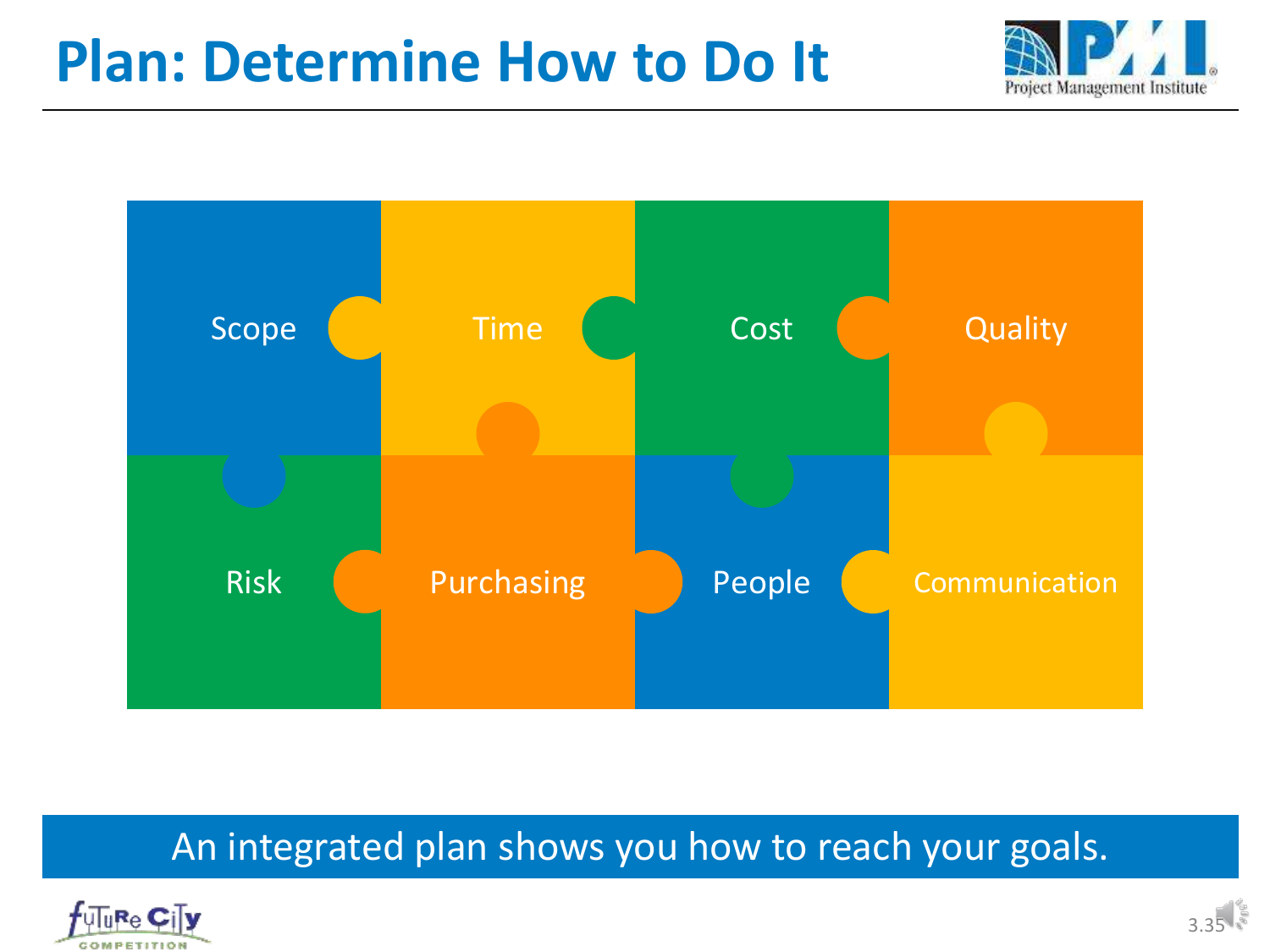# Plan: Determine How to Do It

Scope | Time | Cost | Quality

Risk | Purchasing | People | Communication

An integrated plan shows you how to reach your goals.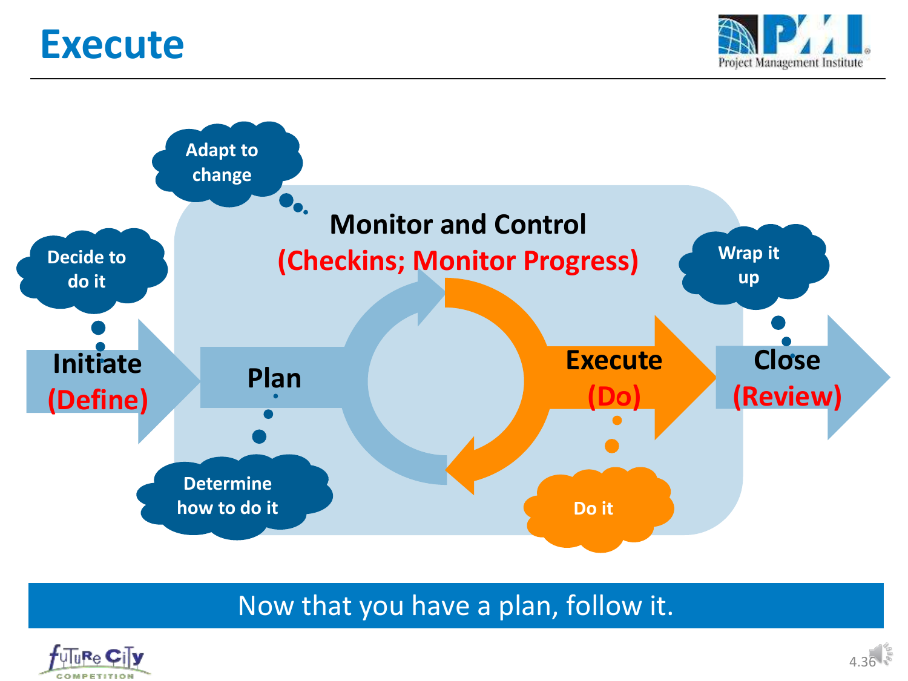# Execute

Decide to do it

Adapt to change

Monitor and Control
(Checkins; Monitor Progress)

Wrap it up

Initiate
(Define)

Plan

Execute
(Do)

Close
(Review)

Determine how to do it

Do it

Now that you have a plan, follow it.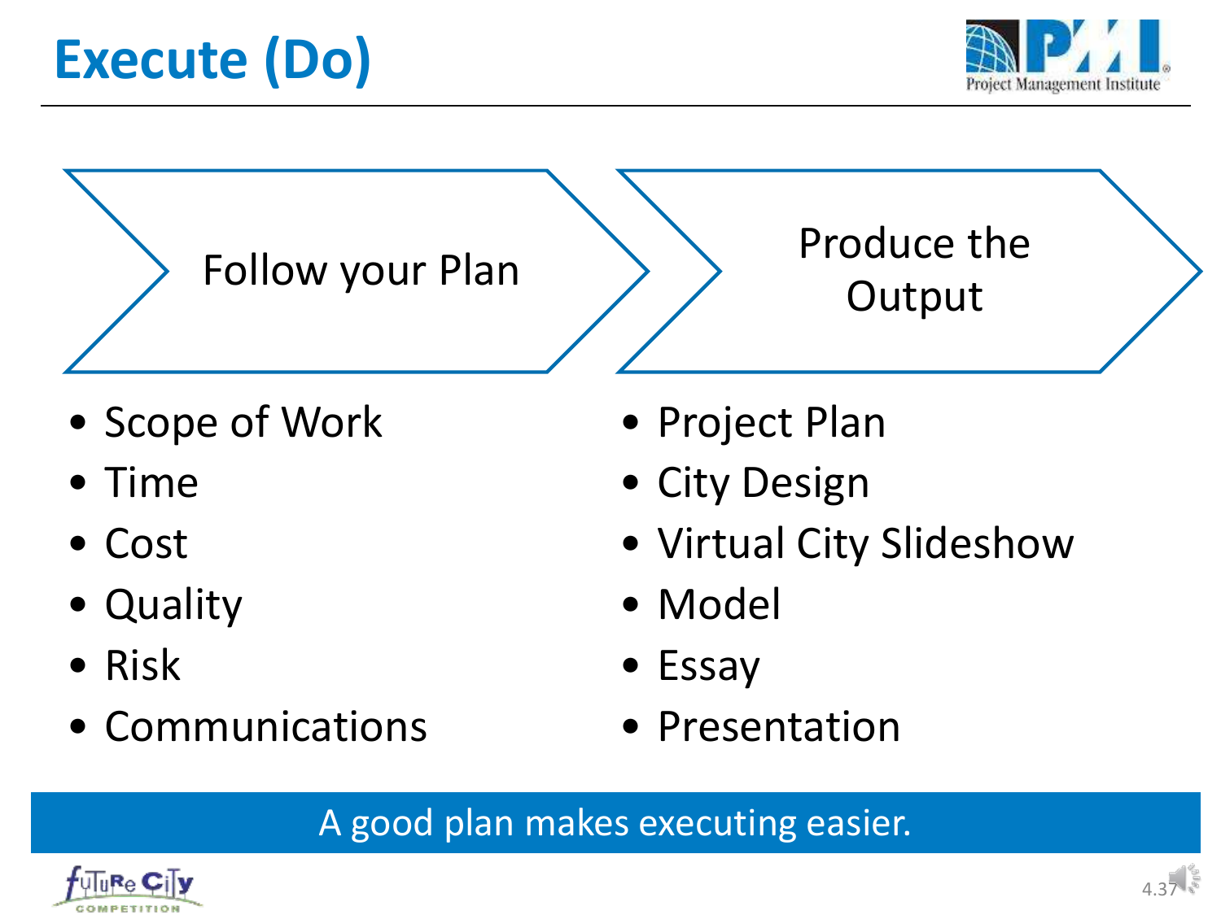# Execute (Do)

## Follow your Plan

- Scope of Work
- Time
- Cost
- Quality
- Risk
- Communications

## Produce the Output

- Project Plan
- City Design
- Virtual City Slideshow
- Model
- Essay
- Presentation

A good plan makes executing easier.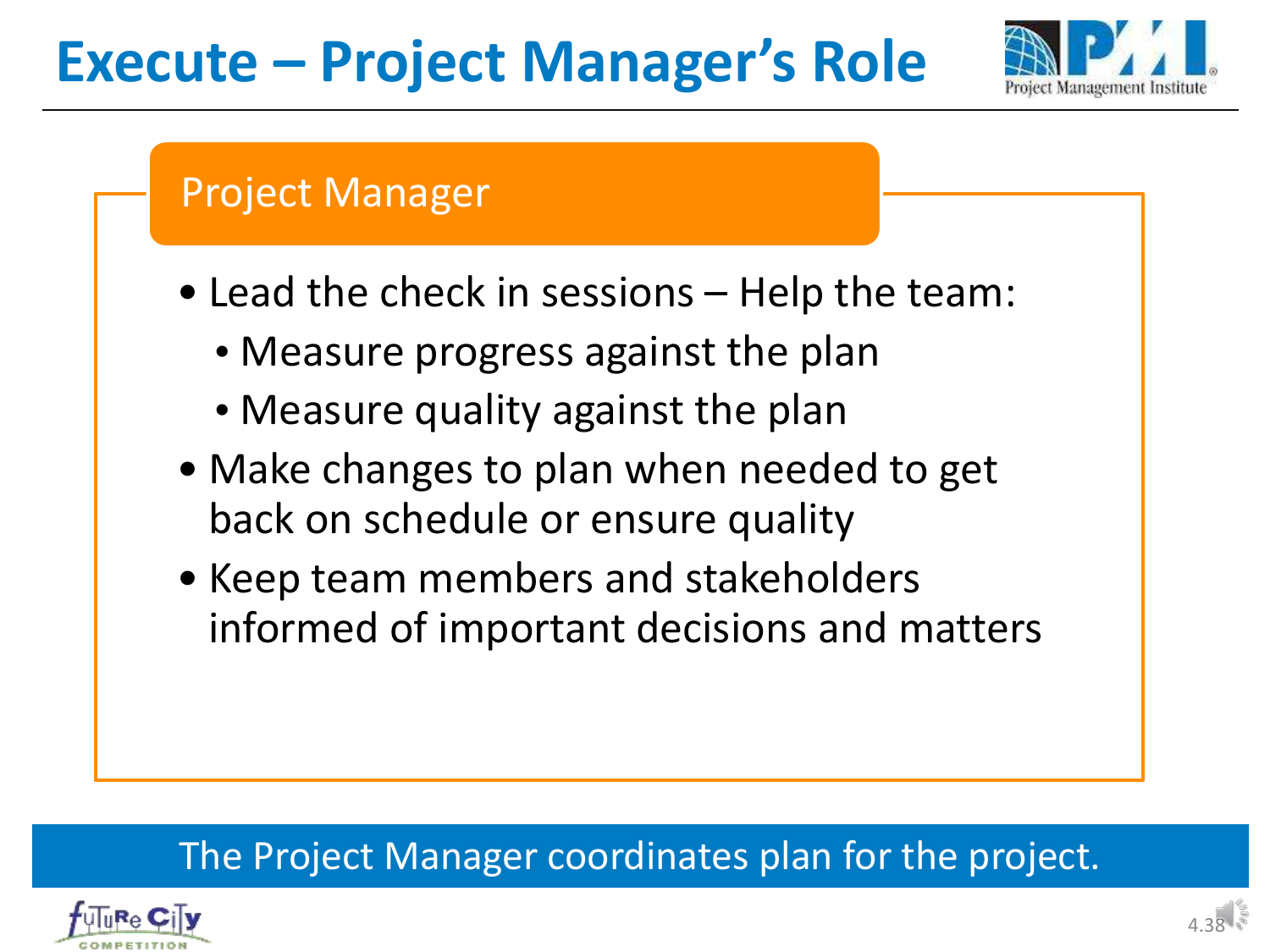# Execute – Project Manager's Role

## Project Manager

- Lead the check in sessions – Help the team:
  - Measure progress against the plan
  - Measure quality against the plan
- Make changes to plan when needed to get back on schedule or ensure quality
- Keep team members and stakeholders informed of important decisions and matters

The Project Manager coordinates plan for the project.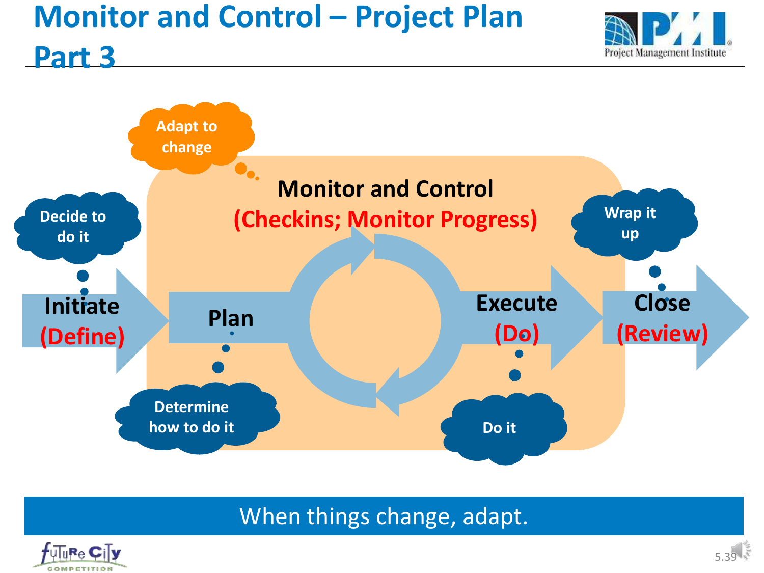# Monitor and Control – Project Plan Part 3

Adapt to change

Monitor and Control
(Checkins; Monitor Progress)

Decide to do it

Initiate
(Define)

Plan

Determine how to do it

Execute
(Do)

Do it

Wrap it up

Close
(Review)

When things change, adapt.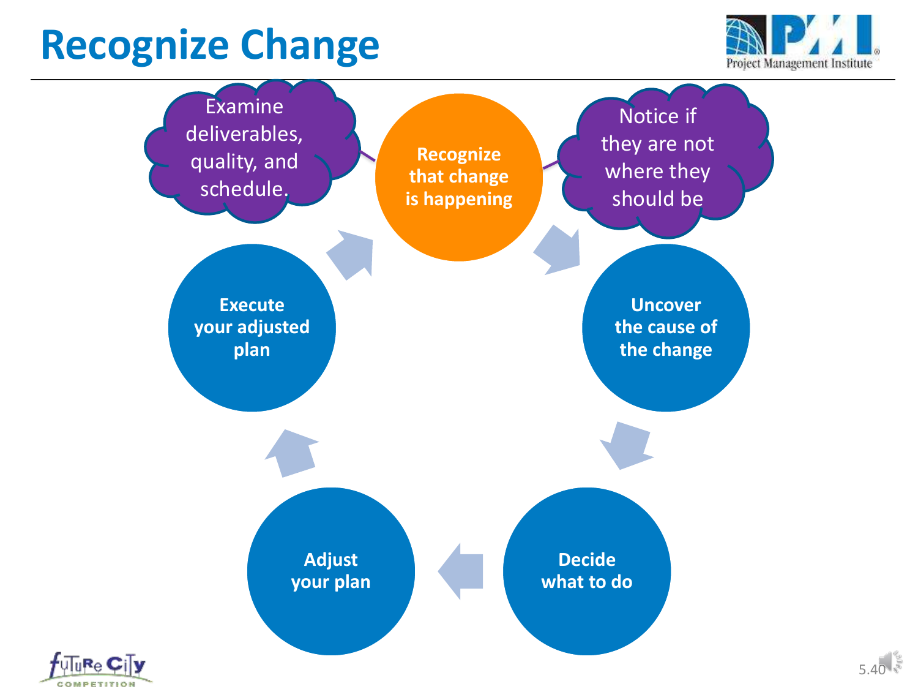# Recognize Change

- Recognize that change is happening
  - Examine deliverables, quality, and schedule.
  - Notice if they are not where they should be
- Uncover the cause of the change
- Decide what to do
- Adjust your plan
- Execute your adjusted plan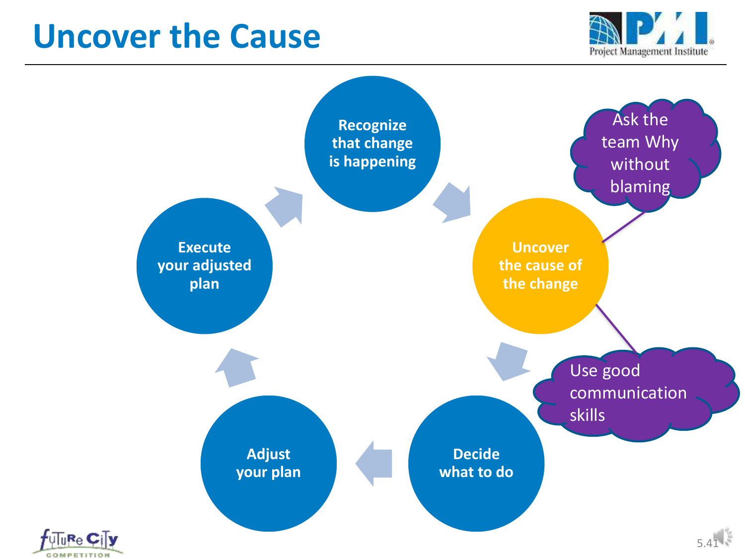# Uncover the Cause

- Recognize that change is happening
- Uncover the cause of the change
  - Ask the team Why without blaming
  - Use good communication skills
- Decide what to do
- Adjust your plan
- Execute your adjusted plan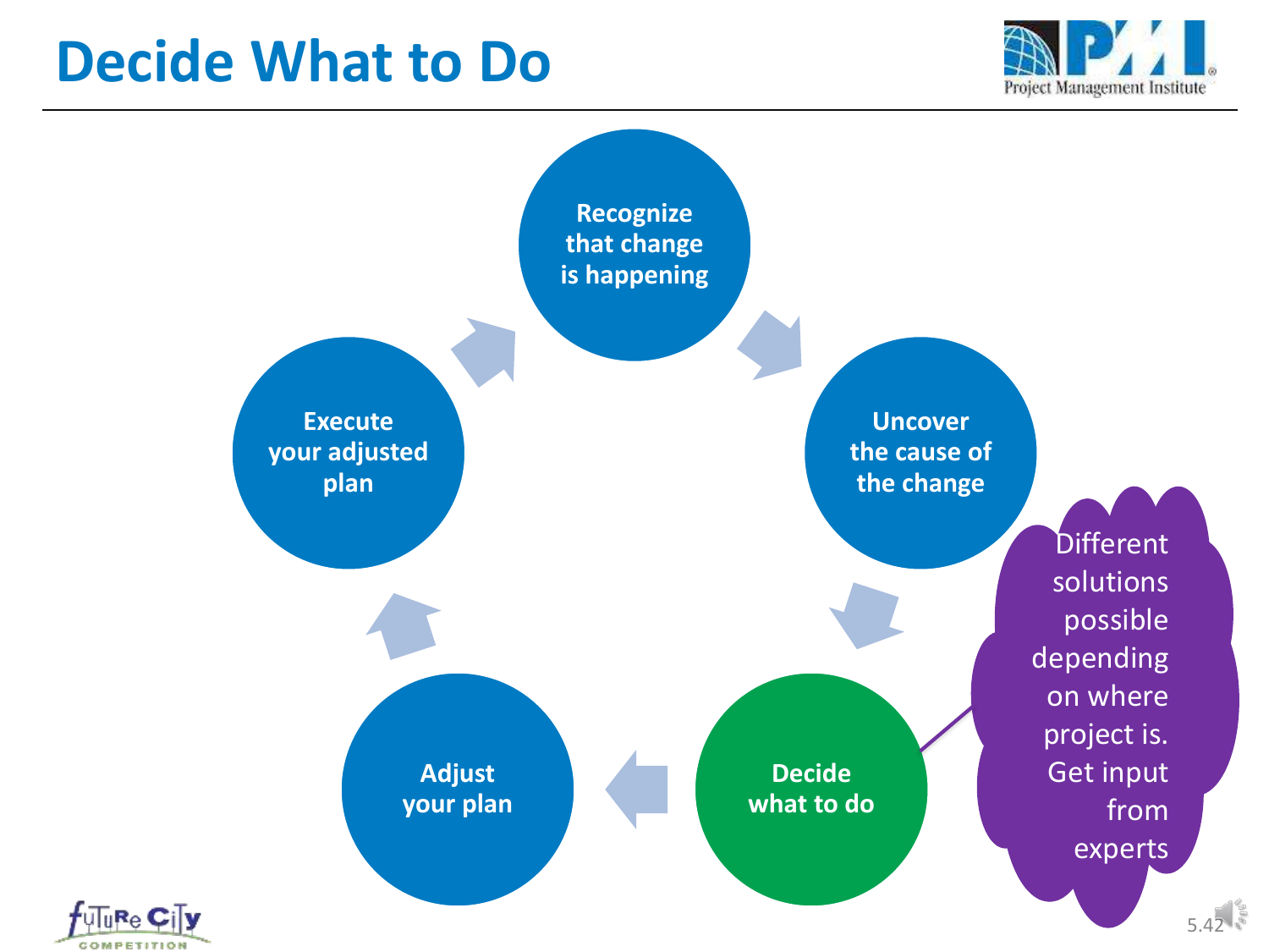# Decide What to Do

- Recognize that change is happening
- Uncover the cause of the change
- Decide what to do
- Adjust your plan
- Execute your adjusted plan

Different solutions possible depending on where project is. Get input from experts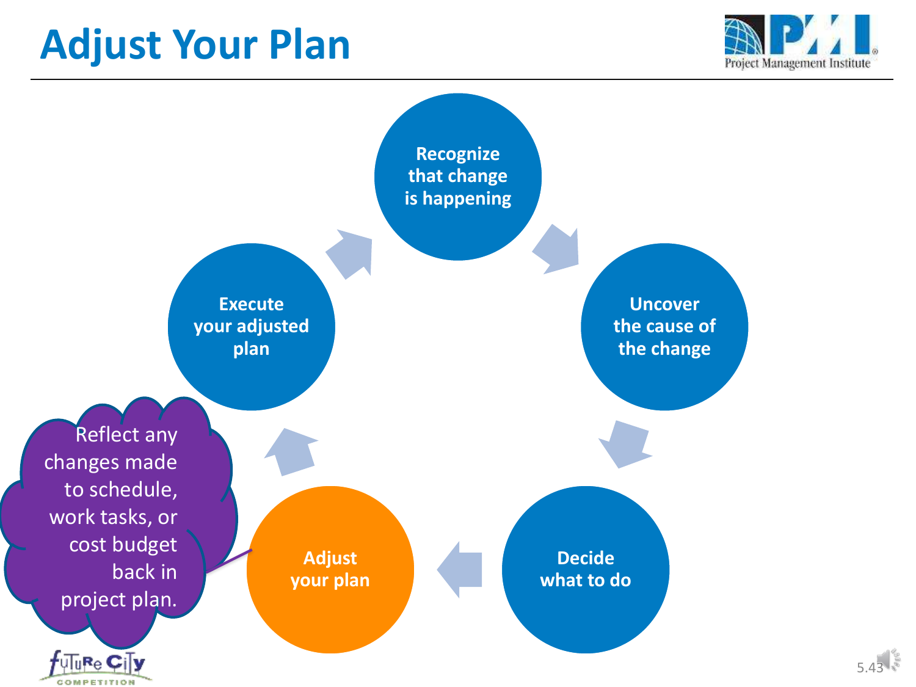# Adjust Your Plan

- Recognize that change is happening
- Uncover the cause of the change
- Decide what to do
- Adjust your plan
- Execute your adjusted plan

Reflect any changes made to schedule, work tasks, or cost budget back in project plan.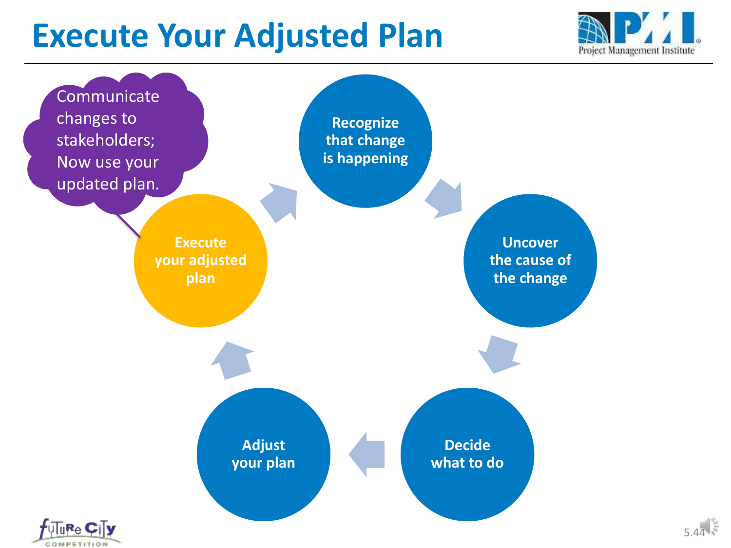# Execute Your Adjusted Plan

Communicate changes to stakeholders; Now use your updated plan.

- Recognize that change is happening
- Uncover the cause of the change
- Decide what to do
- Adjust your plan
- Execute your adjusted plan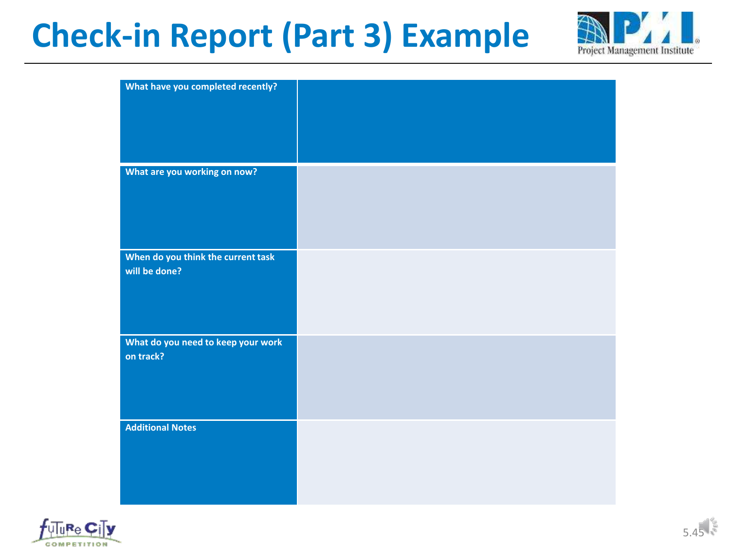# Check-in Report (Part 3) Example

| What have you completed recently? | |
|---|---|
| What are you working on now? | |
| When do you think the current task will be done? | |
| What do you need to keep your work on track? | |
| Additional Notes | |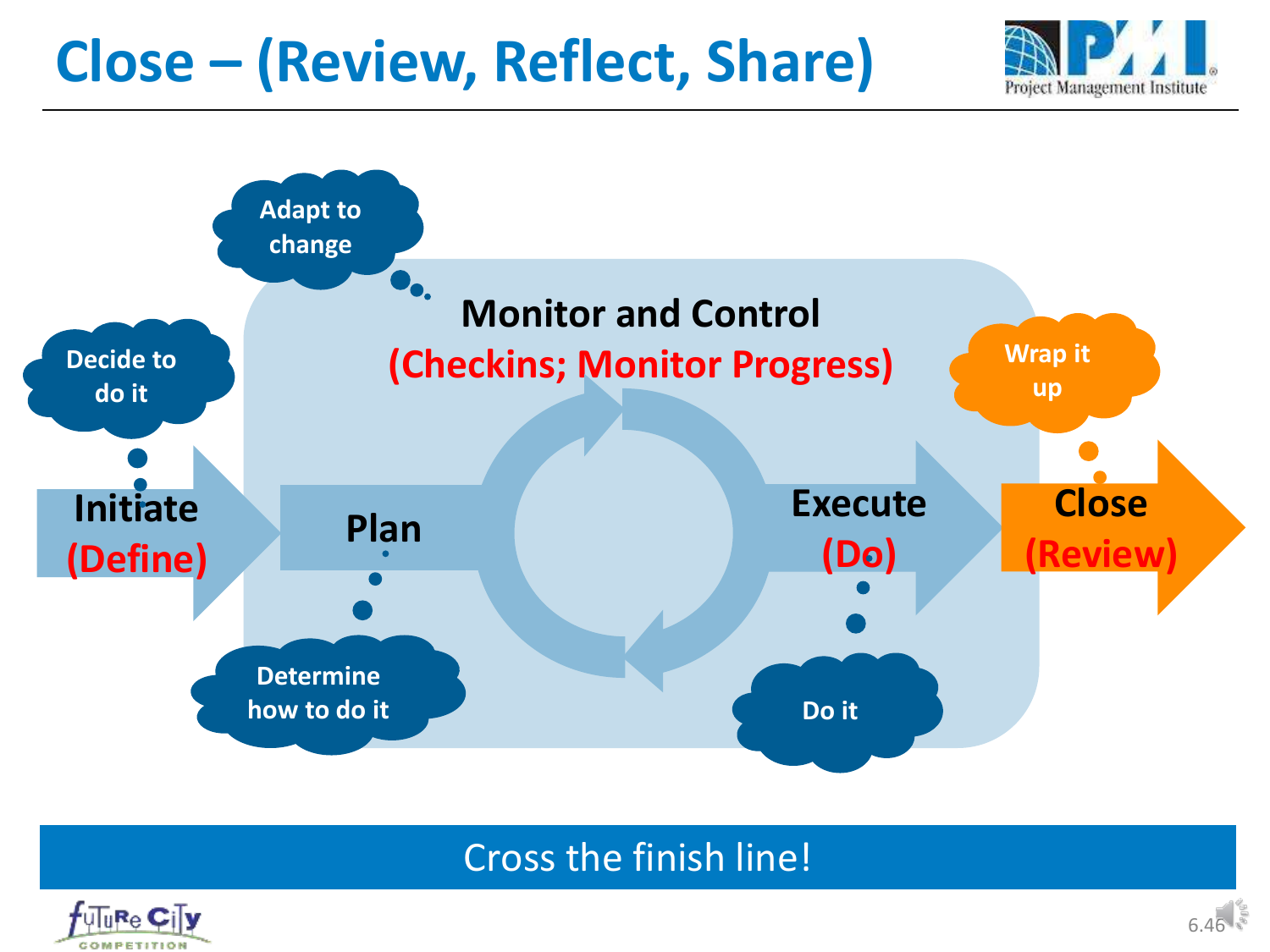# Close – (Review, Reflect, Share)

Adapt to change

Decide to do it

Monitor and Control
(Checkins; Monitor Progress)

Wrap it up

Initiate
(Define)

Plan

Execute
(Do)

Close
(Review)

Determine how to do it

Do it

Cross the finish line!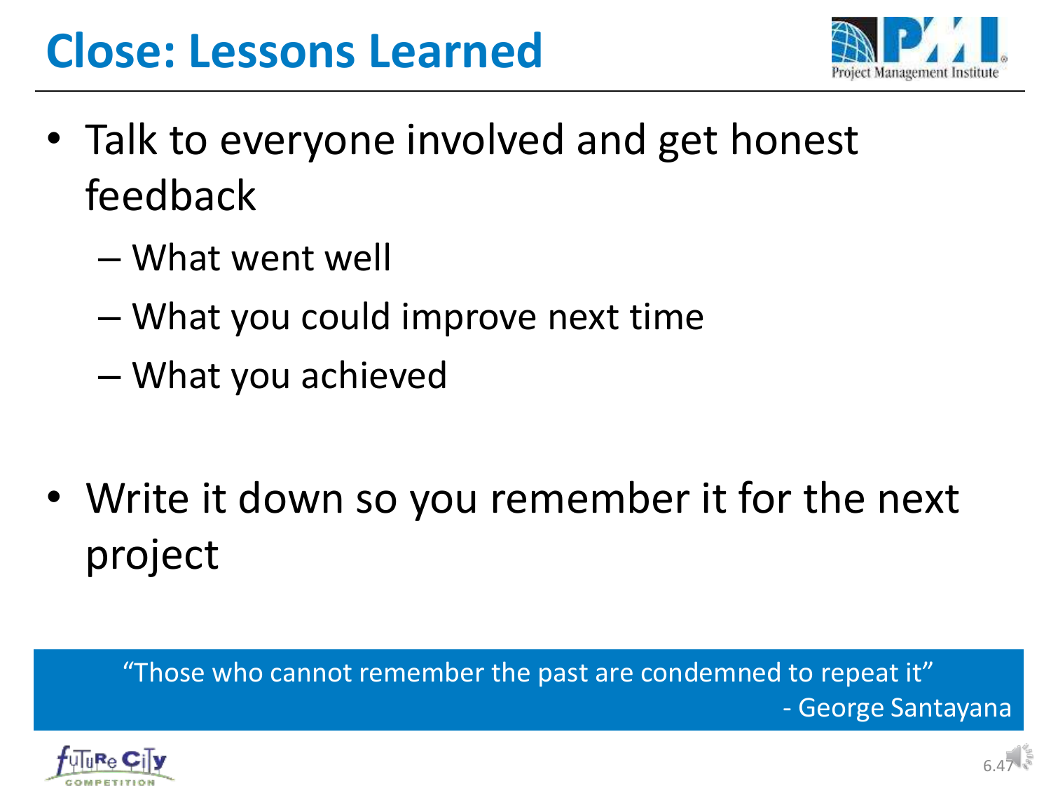# Close: Lessons Learned

- Talk to everyone involved and get honest feedback
  - What went well
  - What you could improve next time
  - What you achieved

- Write it down so you remember it for the next project

"Those who cannot remember the past are condemned to repeat it"
- George Santayana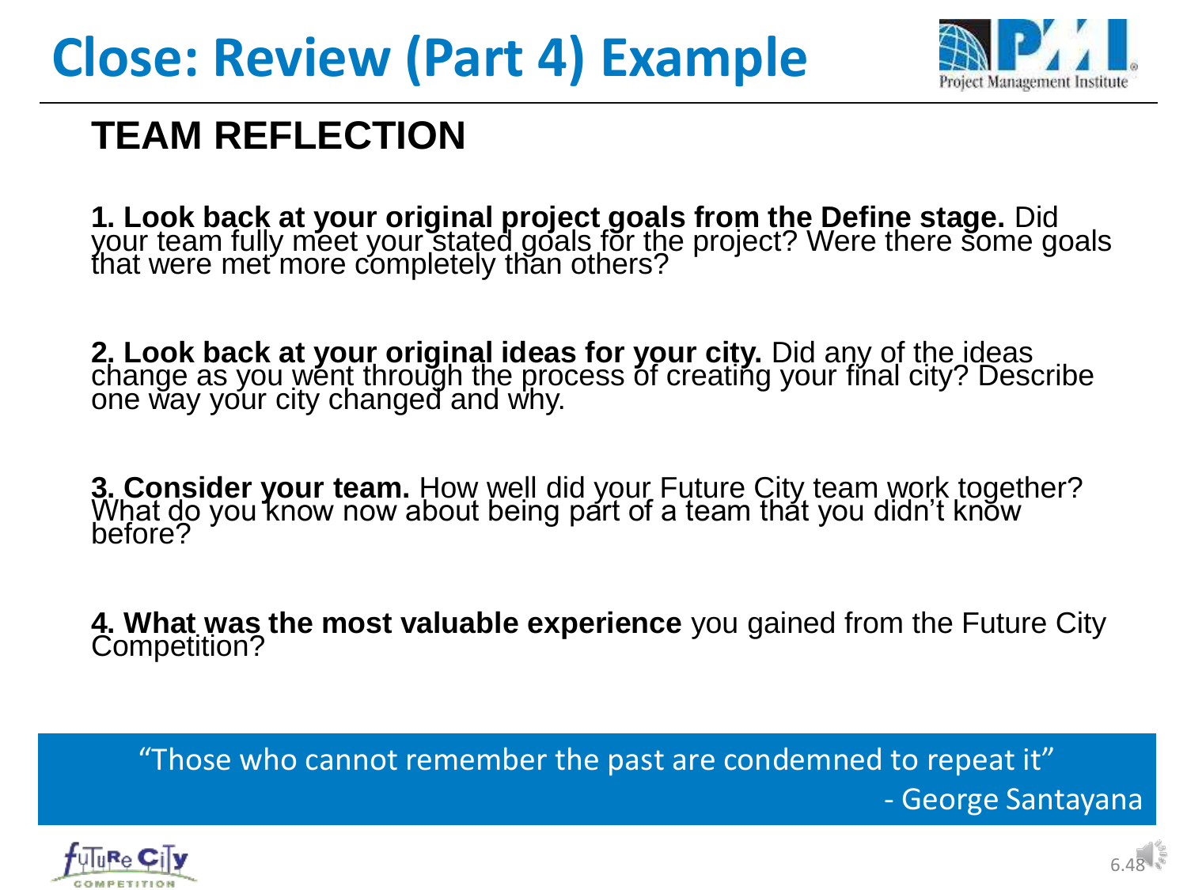# Close: Review (Part 4) Example

## TEAM REFLECTION

**1. Look back at your original project goals from the Define stage.** Did your team fully meet your stated goals for the project? Were there some goals that were met more completely than others?

**2. Look back at your original ideas for your city.** Did any of the ideas change as you went through the process of creating your final city? Describe one way your city changed and why.

**3. Consider your team.** How well did your Future City team work together? What do you know now about being part of a team that you didn't know before?

**4. What was the most valuable experience** you gained from the Future City Competition?

> "Those who cannot remember the past are condemned to repeat it"
> - George Santayana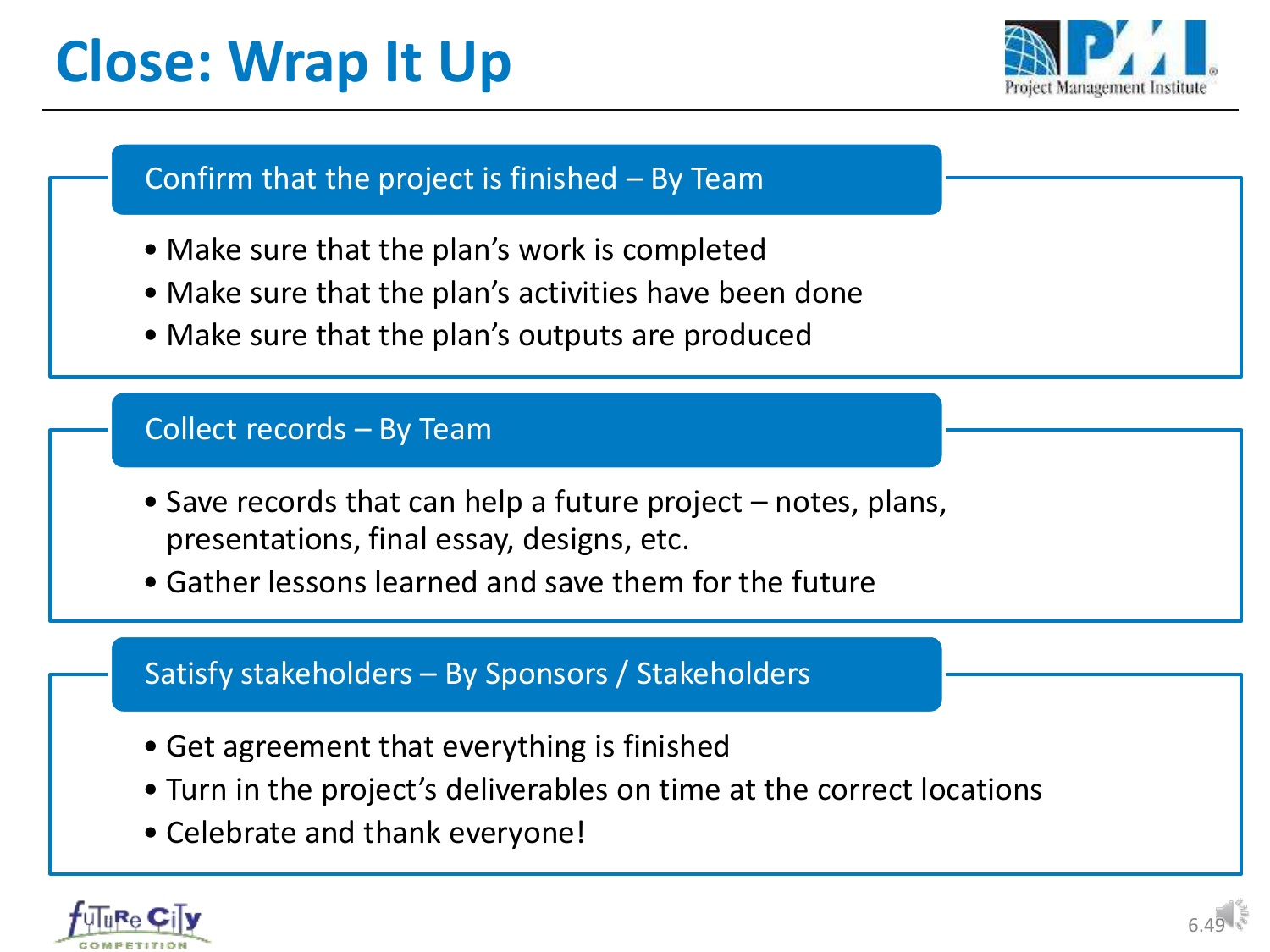# Close: Wrap It Up

## Confirm that the project is finished – By Team

- Make sure that the plan's work is completed
- Make sure that the plan's activities have been done
- Make sure that the plan's outputs are produced

## Collect records – By Team

- Save records that can help a future project – notes, plans, presentations, final essay, designs, etc.
- Gather lessons learned and save them for the future

## Satisfy stakeholders – By Sponsors / Stakeholders

- Get agreement that everything is finished
- Turn in the project's deliverables on time at the correct locations
- Celebrate and thank everyone!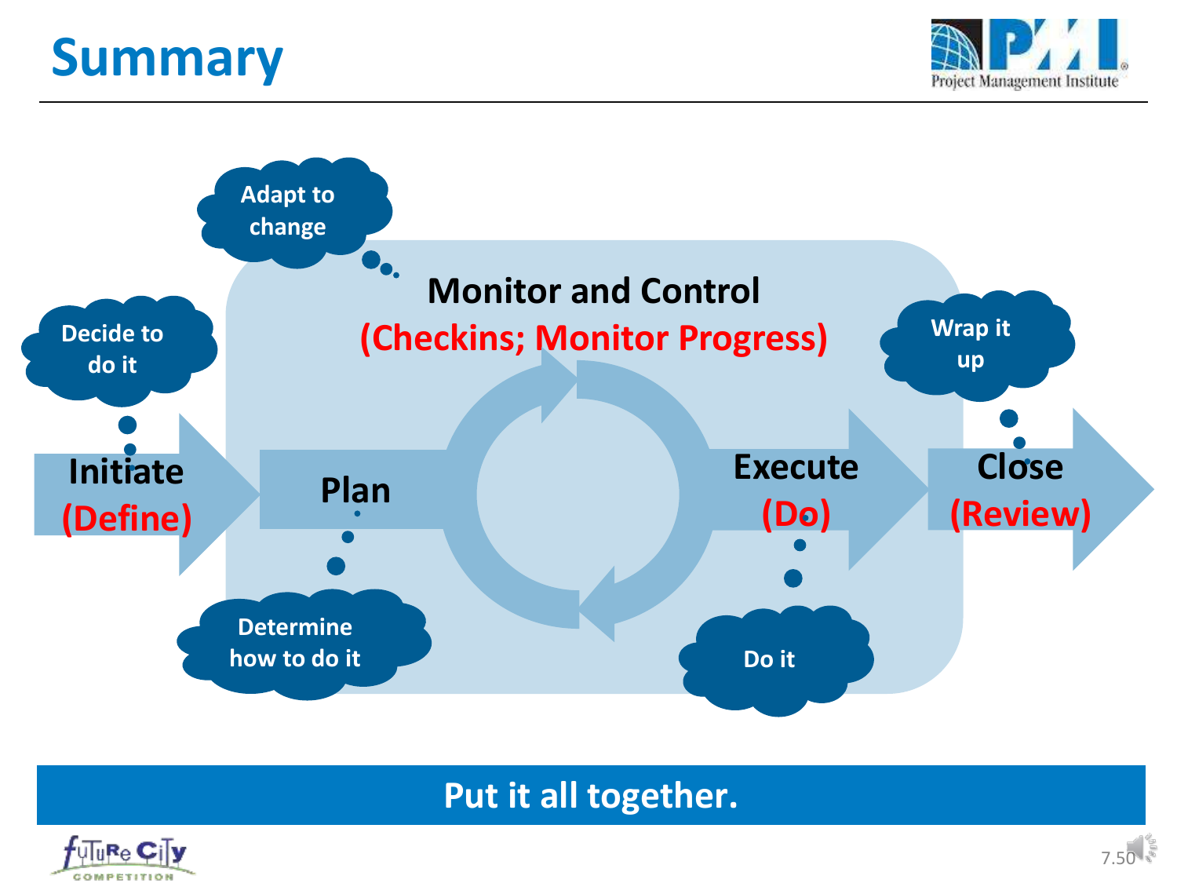# Summary

Decide to do it

**Initiate (Define)**

Adapt to change

**Plan**

Determine how to do it

**Monitor and Control (Checkins; Monitor Progress)**

**Execute (Do)**

Do it

Wrap it up

**Close (Review)**

**Put it all together.**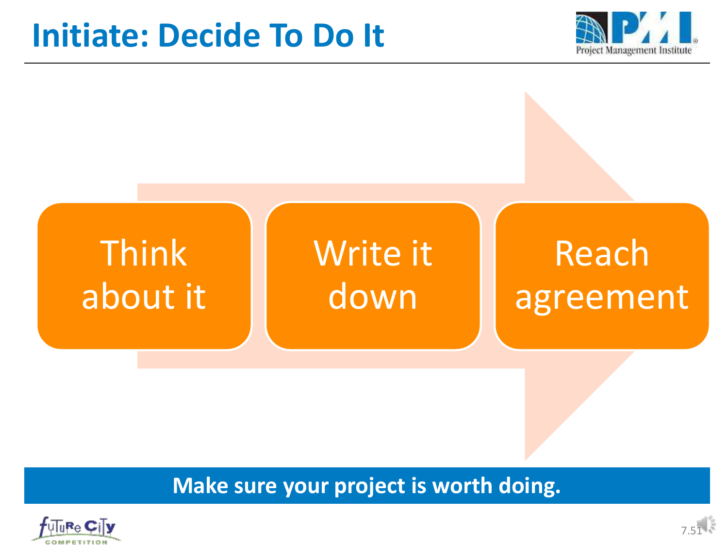# Initiate: Decide To Do It

Think about it → Write it down → Reach agreement

**Make sure your project is worth doing.**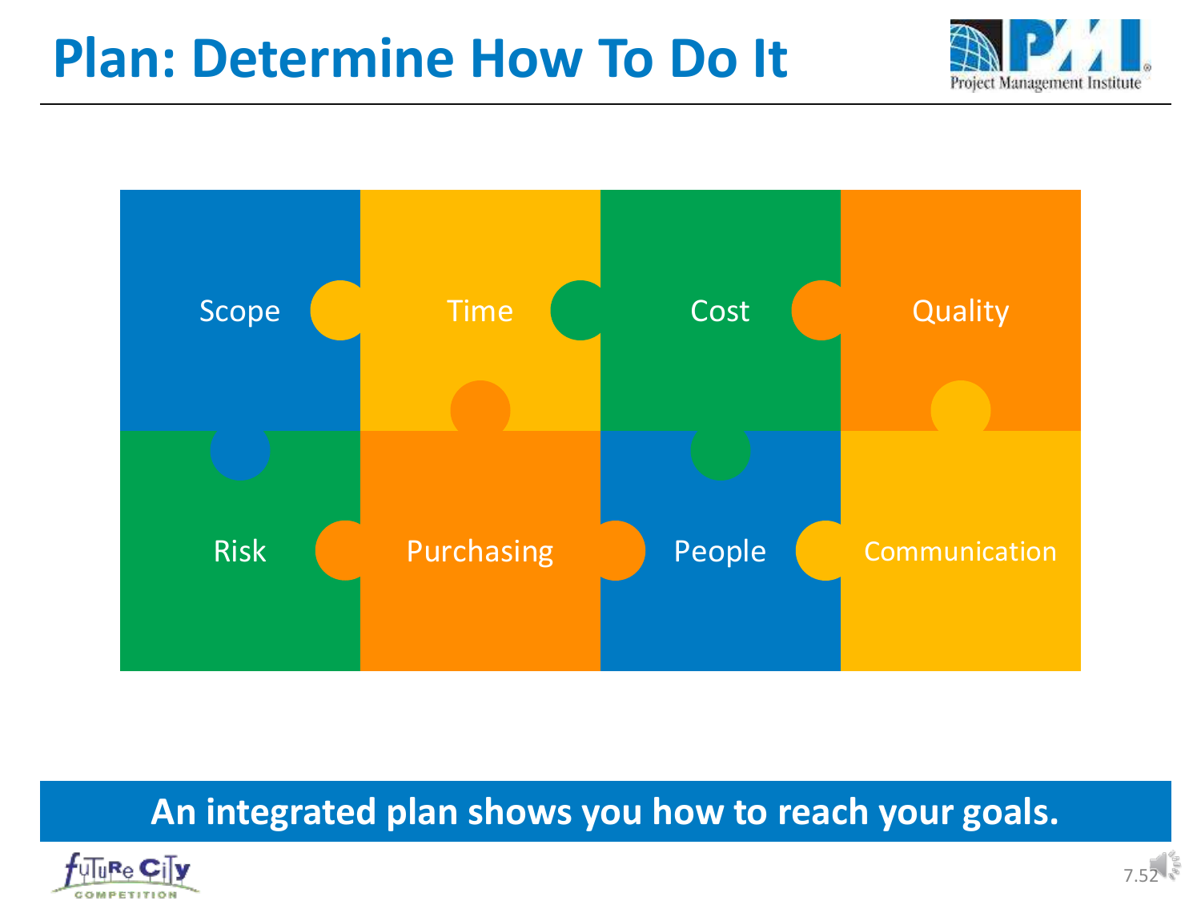# Plan: Determine How To Do It

- Scope
- Time
- Cost
- Quality
- Risk
- Purchasing
- People
- Communication

**An integrated plan shows you how to reach your goals.**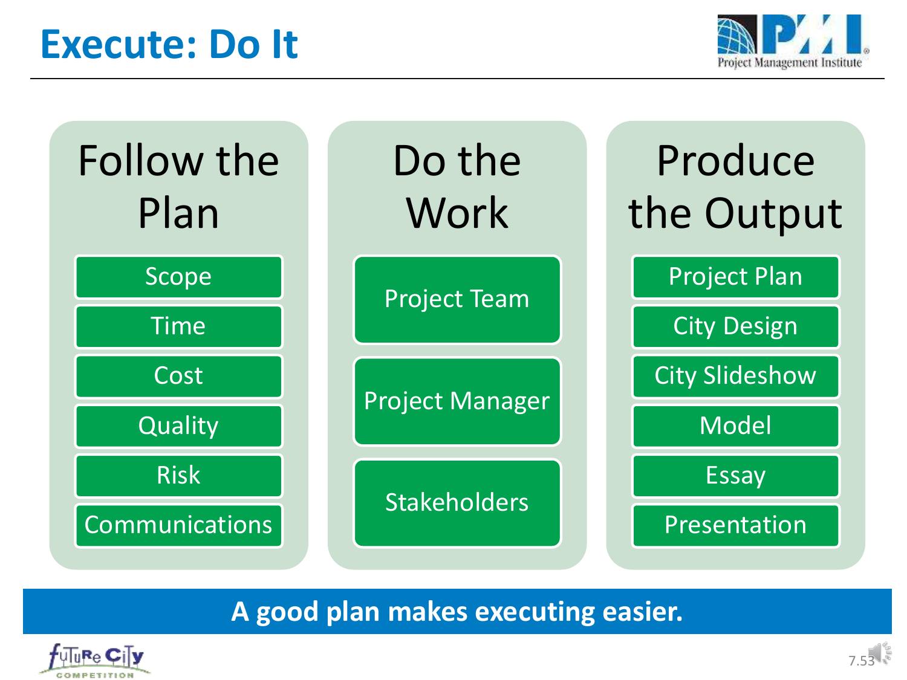# Execute: Do It

## Follow the Plan

- Scope
- Time
- Cost
- Quality
- Risk
- Communications

## Do the Work

- Project Team
- Project Manager
- Stakeholders

## Produce the Output

- Project Plan
- City Design
- City Slideshow
- Model
- Essay
- Presentation

**A good plan makes executing easier.**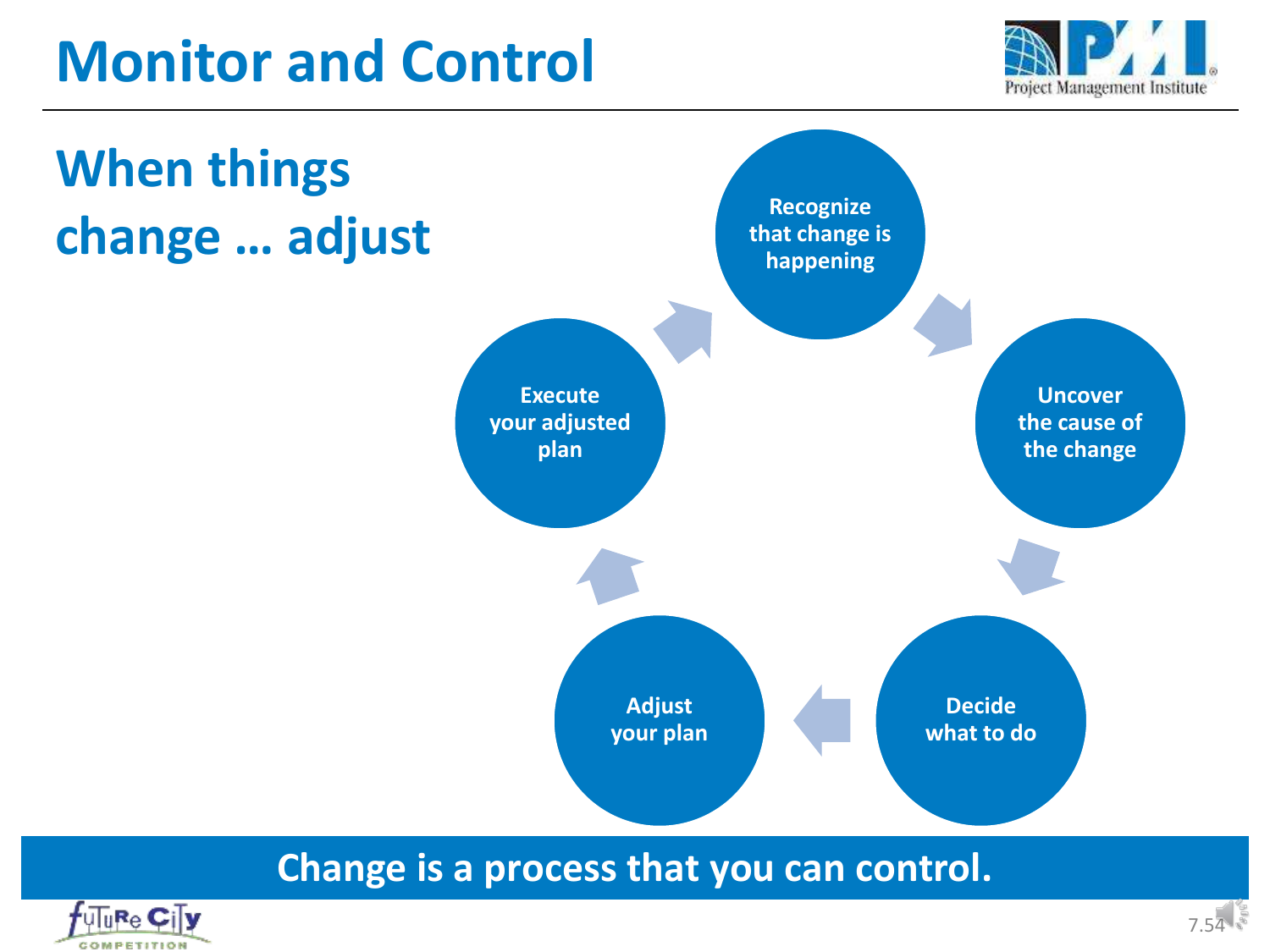# Monitor and Control

## When things change … adjust

1. Recognize that change is happening
2. Uncover the cause of the change
3. Decide what to do
4. Adjust your plan
5. Execute your adjusted plan

**Change is a process that you can control.**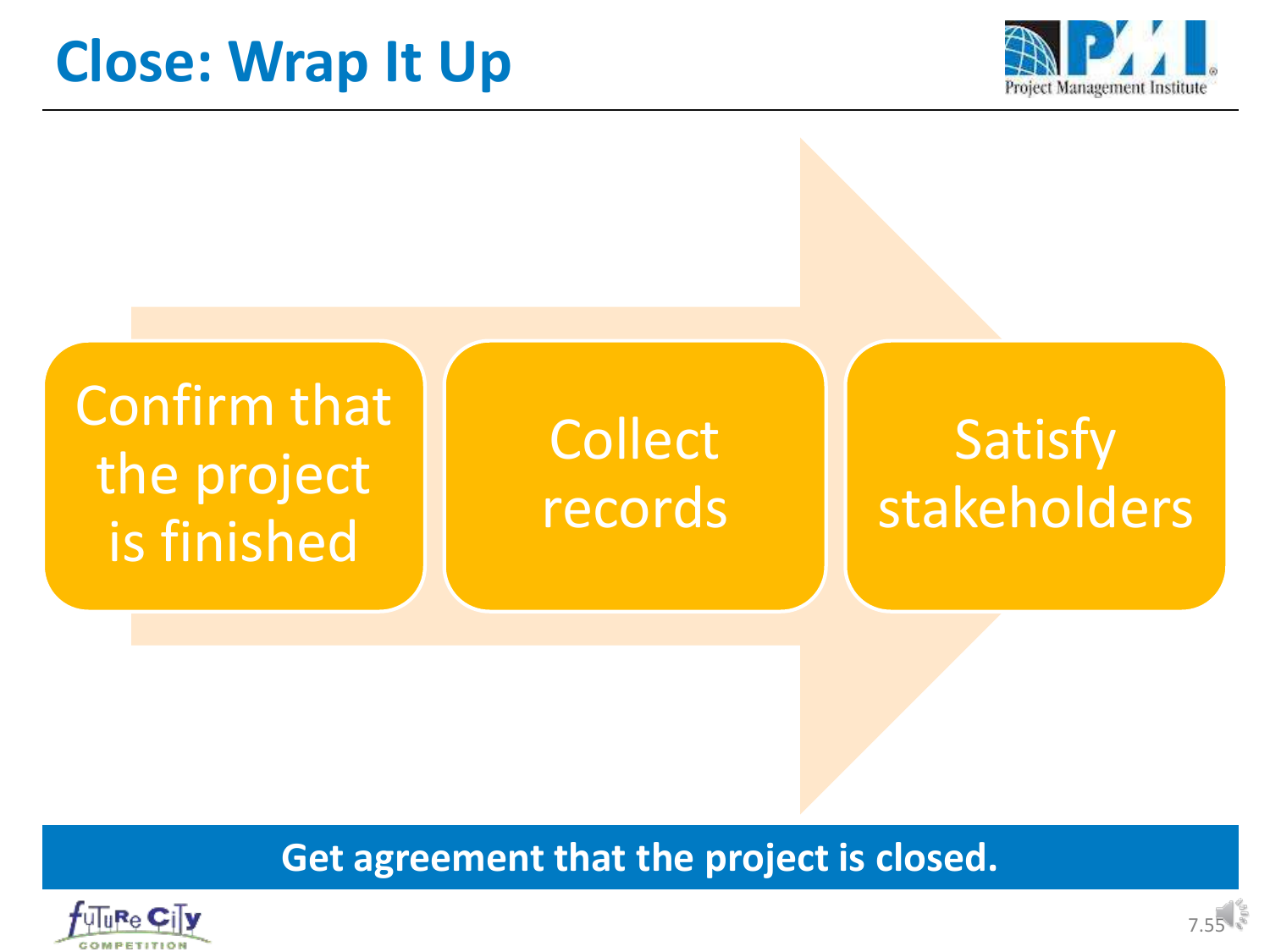# Close: Wrap It Up

Confirm that the project is finished

Collect records

Satisfy stakeholders

**Get agreement that the project is closed.**